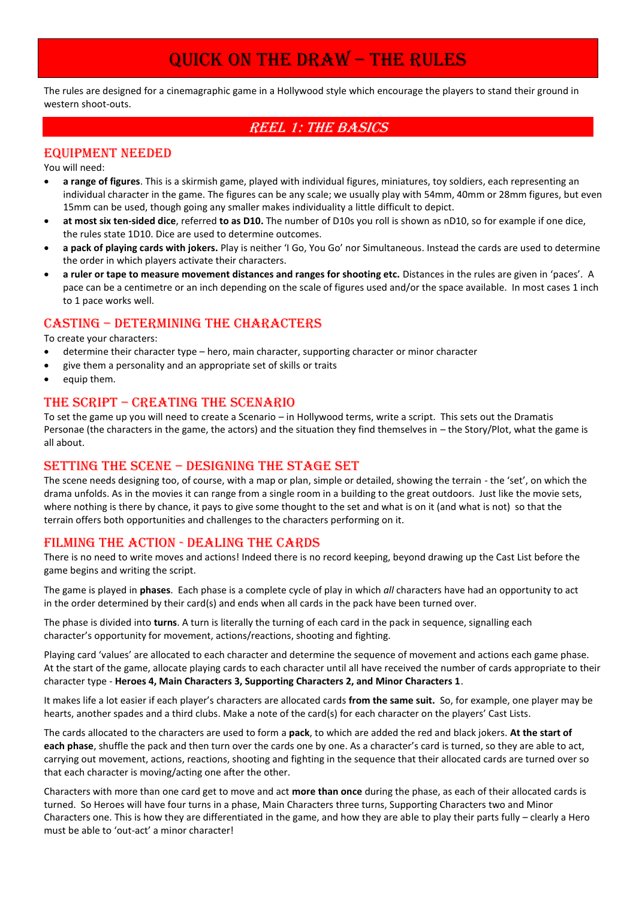# QUICK ON THE DRAW – THE RULES

The rules are designed for a cinemagraphic game in a Hollywood style which encourage the players to stand their ground in western shoot-outs.

## REEL 1: THE BASICS

### EQUIPMENT NEEDED

You will need:

- **a range of figures**. This is a skirmish game, played with individual figures, miniatures, toy soldiers, each representing an individual character in the game. The figures can be any scale; we usually play with 54mm, 40mm or 28mm figures, but even 15mm can be used, though going any smaller makes individuality a little difficult to depict.
- **at most six ten-sided dice**, referred **to as D10.** The number of D10s you roll is shown as nD10, so for example if one dice, the rules state 1D10. Dice are used to determine outcomes.
- **a pack of playing cards with jokers.** Play is neither 'I Go, You Go' nor Simultaneous. Instead the cards are used to determine the order in which players activate their characters.
- **a ruler or tape to measure movement distances and ranges for shooting etc.** Distances in the rules are given in 'paces'. A pace can be a centimetre or an inch depending on the scale of figures used and/or the space available. In most cases 1 inch to 1 pace works well.

### CASTING – DETERMINING THE CHARACTERS

To create your characters:

- determine their character type – hero, main character, supporting character or minor character
- give them a personality and an appropriate set of skills or traits
- equip them.

### THE SCRIPT – CREATING THE SCENARIO

To set the game up you will need to create a Scenario – in Hollywood terms, write a script. This sets out the Dramatis Personae (the characters in the game, the actors) and the situation they find themselves in – the Story/Plot, what the game is all about.

### SETTING THE SCENE – DESIGNING THE STAGE SET

The scene needs designing too, of course, with a map or plan, simple or detailed, showing the terrain - the 'set', on which the drama unfolds. As in the movies it can range from a single room in a building to the great outdoors. Just like the movie sets, where nothing is there by chance, it pays to give some thought to the set and what is on it (and what is not) so that the terrain offers both opportunities and challenges to the characters performing on it.

### FILMING THE ACTION - DEALING THE CARDS

There is no need to write moves and actions! Indeed there is no record keeping, beyond drawing up the Cast List before the game begins and writing the script.

The game is played in **phases**. Each phase is a complete cycle of play in which *all* characters have had an opportunity to act in the order determined by their card(s) and ends when all cards in the pack have been turned over.

The phase is divided into **turns**. A turn is literally the turning of each card in the pack in sequence, signalling each character's opportunity for movement, actions/reactions, shooting and fighting.

Playing card 'values' are allocated to each character and determine the sequence of movement and actions each game phase. At the start of the game, allocate playing cards to each character until all have received the number of cards appropriate to their character type - **Heroes 4, Main Characters 3, Supporting Characters 2, and Minor Characters 1**.

It makes life a lot easier if each player's characters are allocated cards **from the same suit.** So, for example, one player may be hearts, another spades and a third clubs. Make a note of the card(s) for each character on the players' Cast Lists.

The cards allocated to the characters are used to form a **pack**, to which are added the red and black jokers. **At the start of each phase**, shuffle the pack and then turn over the cards one by one. As a character's card is turned, so they are able to act, carrying out movement, actions, reactions, shooting and fighting in the sequence that their allocated cards are turned over so that each character is moving/acting one after the other.

Characters with more than one card get to move and act **more than once** during the phase, as each of their allocated cards is turned. So Heroes will have four turns in a phase, Main Characters three turns, Supporting Characters two and Minor Characters one. This is how they are differentiated in the game, and how they are able to play their parts fully – clearly a Hero must be able to 'out-act' a minor character!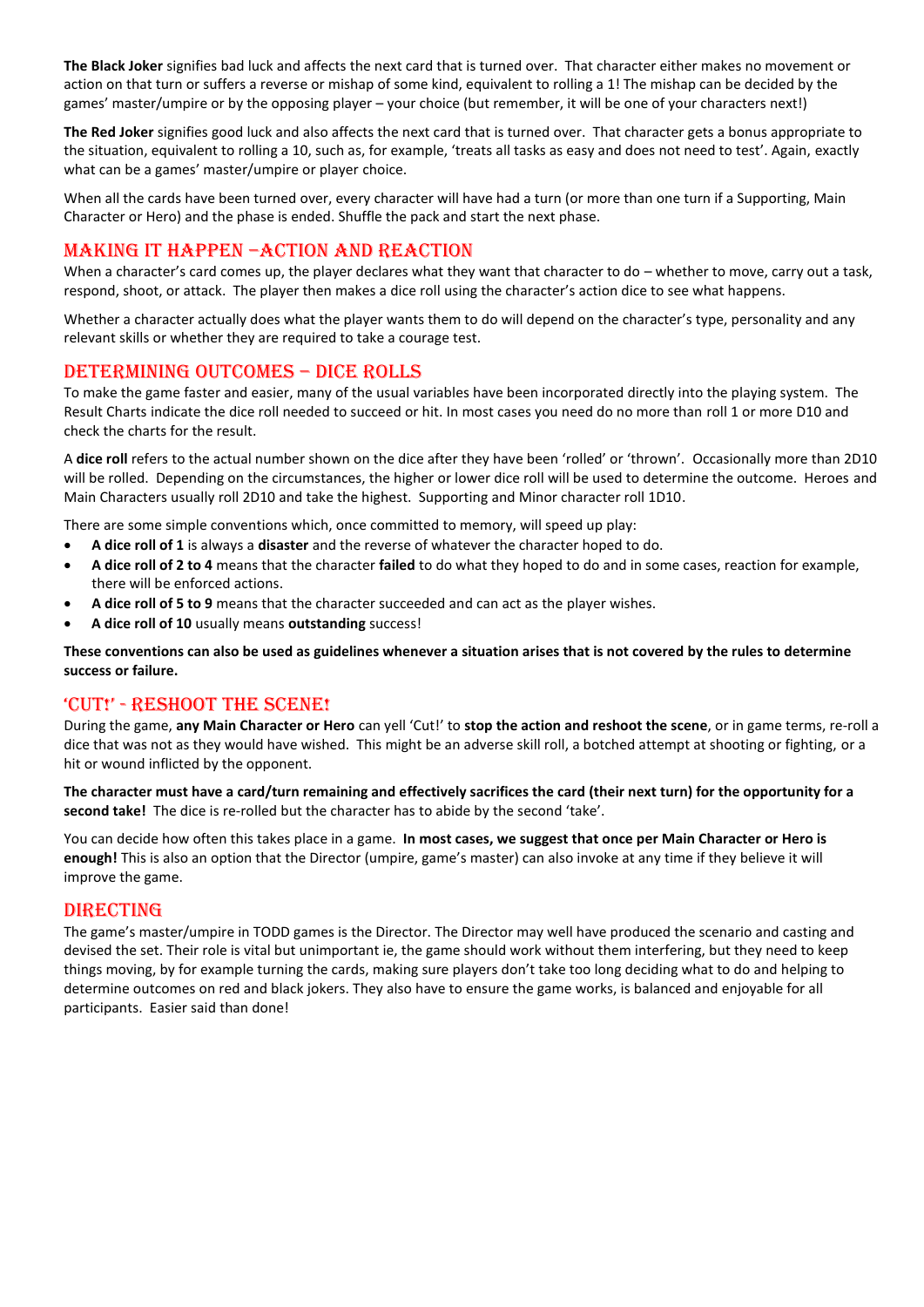**The Black Joker** signifies bad luck and affects the next card that is turned over. That character either makes no movement or action on that turn or suffers a reverse or mishap of some kind, equivalent to rolling a 1! The mishap can be decided by the games' master/umpire or by the opposing player – your choice (but remember, it will be one of your characters next!)

**The Red Joker** signifies good luck and also affects the next card that is turned over. That character gets a bonus appropriate to the situation, equivalent to rolling a 10, such as, for example, 'treats all tasks as easy and does not need to test'. Again, exactly what can be a games' master/umpire or player choice.

When all the cards have been turned over, every character will have had a turn (or more than one turn if a Supporting, Main Character or Hero) and the phase is ended. Shuffle the pack and start the next phase.

## Making it Happen –Action and Reaction

When a character's card comes up, the player declares what they want that character to do – whether to move, carry out a task, respond, shoot, or attack. The player then makes a dice roll using the character's action dice to see what happens.

Whether a character actually does what the player wants them to do will depend on the character's type, personality and any relevant skills or whether they are required to take a courage test.

## Determining Outcomes – Dice Rolls

To make the game faster and easier, many of the usual variables have been incorporated directly into the playing system. The Result Charts indicate the dice roll needed to succeed or hit. In most cases you need do no more than roll 1 or more D10 and check the charts for the result.

A **dice roll** refers to the actual number shown on the dice after they have been 'rolled' or 'thrown'. Occasionally more than 2D10 will be rolled. Depending on the circumstances, the higher or lower dice roll will be used to determine the outcome. Heroes and Main Characters usually roll 2D10 and take the highest. Supporting and Minor character roll 1D10.

There are some simple conventions which, once committed to memory, will speed up play:

- **A dice roll of 1** is always a **disaster** and the reverse of whatever the character hoped to do.
- **A dice roll of 2 to 4** means that the character **failed** to do what they hoped to do and in some cases, reaction for example, there will be enforced actions.
- **A dice roll of 5 to 9** means that the character succeeded and can act as the player wishes.
- **A dice roll of 10** usually means **outstanding** success!

**These conventions can also be used as guidelines whenever a situation arises that is not covered by the rules to determine success or failure.**

## 'Cut!' - Reshoot the Scene!

During the game, **any Main Character or Hero** can yell 'Cut!' to **stop the action and reshoot the scene**, or in game terms, re-roll a dice that was not as they would have wished. This might be an adverse skill roll, a botched attempt at shooting or fighting, or a hit or wound inflicted by the opponent.

**The character must have a card/turn remaining and effectively sacrifices the card (their next turn) for the opportunity for a second take!** The dice is re-rolled but the character has to abide by the second 'take'.

You can decide how often this takes place in a game. **In most cases, we suggest that once per Main Character or Hero is enough!** This is also an option that the Director (umpire, game's master) can also invoke at any time if they believe it will improve the game.

## Directing

The game's master/umpire in TODD games is the Director. The Director may well have produced the scenario and casting and devised the set. Their role is vital but unimportant ie, the game should work without them interfering, but they need to keep things moving, by for example turning the cards, making sure players don't take too long deciding what to do and helping to determine outcomes on red and black jokers. They also have to ensure the game works, is balanced and enjoyable for all participants. Easier said than done!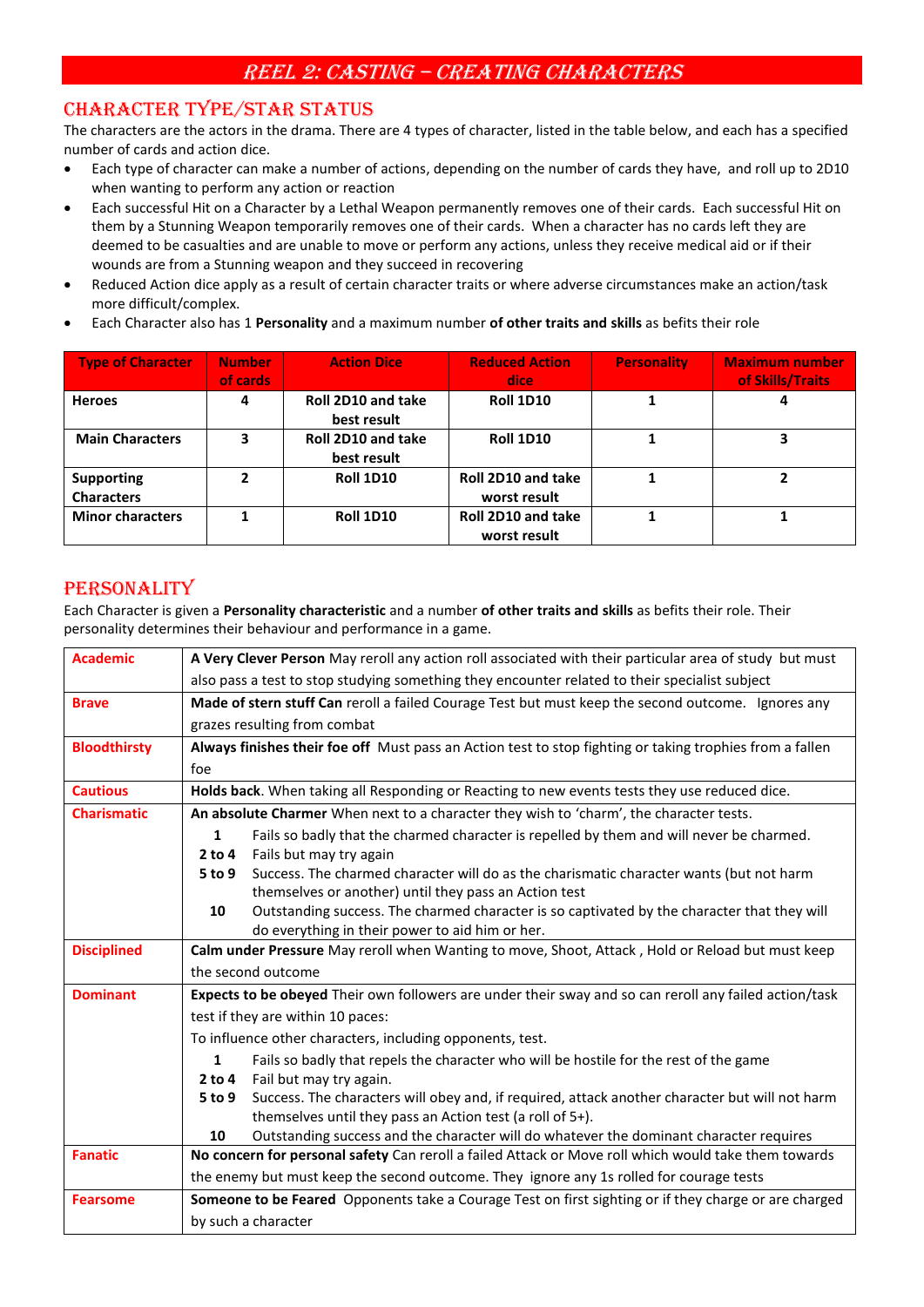# REEL 2: CASTING – CREATING CHARACTERS

## CHARACTER TYPE/STAR STATUS

The characters are the actors in the drama. There are 4 types of character, listed in the table below, and each has a specified number of cards and action dice.

- Each type of character can make a number of actions, depending on the number of cards they have, and roll up to 2D10 when wanting to perform any action or reaction
- Each successful Hit on a Character by a Lethal Weapon permanently removes one of their cards. Each successful Hit on them by a Stunning Weapon temporarily removes one of their cards. When a character has no cards left they are deemed to be casualties and are unable to move or perform any actions, unless they receive medical aid or if their wounds are from a Stunning weapon and they succeed in recovering
- Reduced Action dice apply as a result of certain character traits or where adverse circumstances make an action/task more difficult/complex.
- Each Character also has 1 **Personality** and a maximum number **of other traits and skills** as befits their role

| Type of Character | Number of cards | Action Dice | Reduced Action dice | Personality | Maximum number of Skills/Traits |
|---|---|---|---|---|---|
| **Heroes** | **4** | **Roll 2D10 and take best result** | **Roll 1D10** | **1** | **4** |
| **Main Characters** | **3** | **Roll 2D10 and take best result** | **Roll 1D10** | **1** | **3** |
| **Supporting Characters** | **2** | **Roll 1D10** | **Roll 2D10 and take worst result** | **1** | **2** |
| **Minor characters** | **1** | **Roll 1D10** | **Roll 2D10 and take worst result** | **1** | **1** |

## PERSONALITY

Each Character is given a **Personality characteristic** and a number **of other traits and skills** as befits their role. Their personality determines their behaviour and performance in a game.

| | |
|---|---|
| **Academic** | **A Very Clever Person** May reroll any action roll associated with their particular area of study but must also pass a test to stop studying something they encounter related to their specialist subject |
| **Brave** | **Made of stern stuff Can** reroll a failed Courage Test but must keep the second outcome. Ignores any grazes resulting from combat |
| **Bloodthirsty** | **Always finishes their foe off** Must pass an Action test to stop fighting or taking trophies from a fallen foe |
| **Cautious** | **Holds back**. When taking all Responding or Reacting to new events tests they use reduced dice. |
| **Charismatic** | **An absolute Charmer** When next to a character they wish to 'charm', the character tests.<br>**1** Fails so badly that the charmed character is repelled by them and will never be charmed.<br>**2 to 4** Fails but may try again<br>**5 to 9** Success. The charmed character will do as the charismatic character wants (but not harm themselves or another) until they pass an Action test<br>**10** Outstanding success. The charmed character is so captivated by the character that they will do everything in their power to aid him or her. |
| **Disciplined** | **Calm under Pressure** May reroll when Wanting to move, Shoot, Attack , Hold or Reload but must keep the second outcome |
| **Dominant** | **Expects to be obeyed** Their own followers are under their sway and so can reroll any failed action/task test if they are within 10 paces:<br>To influence other characters, including opponents, test.<br>**1** Fails so badly that repels the character who will be hostile for the rest of the game<br>**2 to 4** Fail but may try again.<br>**5 to 9** Success. The characters will obey and, if required, attack another character but will not harm themselves until they pass an Action test (a roll of 5+).<br>**10** Outstanding success and the character will do whatever the dominant character requires |
| **Fanatic** | **No concern for personal safety** Can reroll a failed Attack or Move roll which would take them towards the enemy but must keep the second outcome. They ignore any 1s rolled for courage tests |
| **Fearsome** | **Someone to be Feared** Opponents take a Courage Test on first sighting or if they charge or are charged by such a character |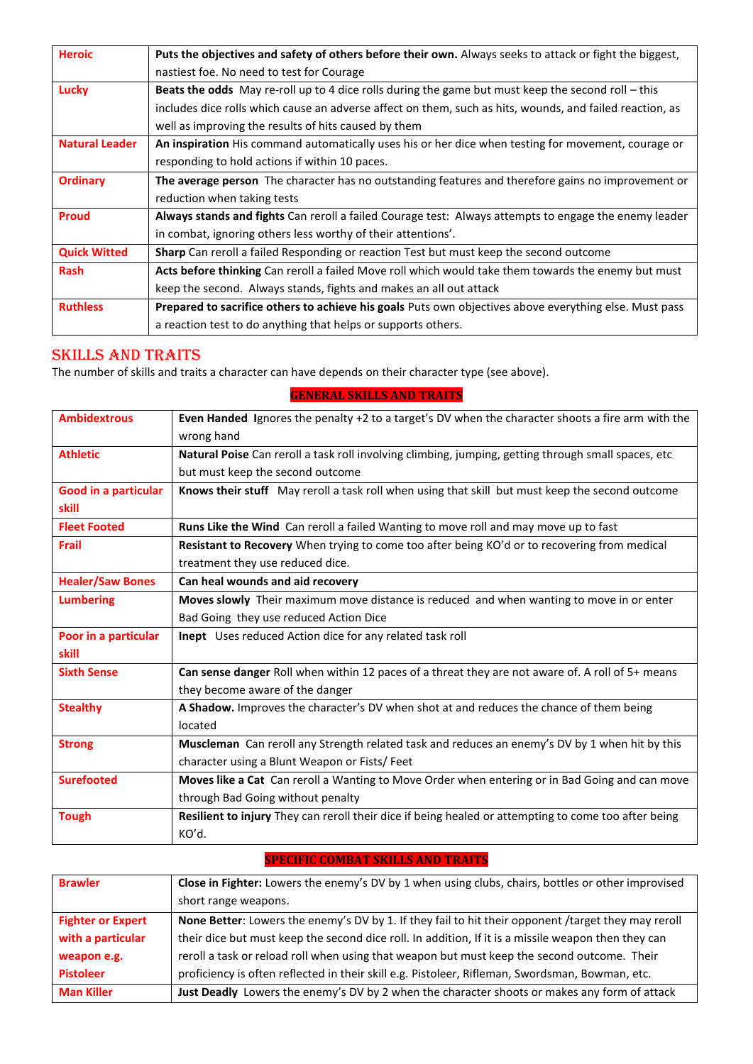| | |
|---|---|
| **Heroic** | **Puts the objectives and safety of others before their own.** Always seeks to attack or fight the biggest, nastiest foe. No need to test for Courage |
| **Lucky** | **Beats the odds** May re-roll up to 4 dice rolls during the game but must keep the second roll – this includes dice rolls which cause an adverse affect on them, such as hits, wounds, and failed reaction, as well as improving the results of hits caused by them |
| **Natural Leader** | **An inspiration** His command automatically uses his or her dice when testing for movement, courage or responding to hold actions if within 10 paces. |
| **Ordinary** | **The average person** The character has no outstanding features and therefore gains no improvement or reduction when taking tests |
| **Proud** | **Always stands and fights** Can reroll a failed Courage test: Always attempts to engage the enemy leader in combat, ignoring others less worthy of their attentions'. |
| **Quick Witted** | **Sharp** Can reroll a failed Responding or reaction Test but must keep the second outcome |
| **Rash** | **Acts before thinking** Can reroll a failed Move roll which would take them towards the enemy but must keep the second. Always stands, fights and makes an all out attack |
| **Ruthless** | **Prepared to sacrifice others to achieve his goals** Puts own objectives above everything else. Must pass a reaction test to do anything that helps or supports others. |

## Skills and Traits

The number of skills and traits a character can have depends on their character type (see above).

### General Skills and Traits

| | |
|---|---|
| **Ambidextrous** | **Even Handed** Ignores the penalty +2 to a target's DV when the character shoots a fire arm with the wrong hand |
| **Athletic** | **Natural Poise** Can reroll a task roll involving climbing, jumping, getting through small spaces, etc but must keep the second outcome |
| **Good in a particular skill** | **Knows their stuff** May reroll a task roll when using that skill but must keep the second outcome |
| **Fleet Footed** | **Runs Like the Wind** Can reroll a failed Wanting to move roll and may move up to fast |
| **Frail** | **Resistant to Recovery** When trying to come too after being KO'd or to recovering from medical treatment they use reduced dice. |
| **Healer/Saw Bones** | **Can heal wounds and aid recovery** |
| **Lumbering** | **Moves slowly** Their maximum move distance is reduced and when wanting to move in or enter Bad Going they use reduced Action Dice |
| **Poor in a particular skill** | **Inept** Uses reduced Action dice for any related task roll |
| **Sixth Sense** | **Can sense danger** Roll when within 12 paces of a threat they are not aware of. A roll of 5+ means they become aware of the danger |
| **Stealthy** | **A Shadow.** Improves the character's DV when shot at and reduces the chance of them being located |
| **Strong** | **Muscleman** Can reroll any Strength related task and reduces an enemy's DV by 1 when hit by this character using a Blunt Weapon or Fists/ Feet |
| **Surefooted** | **Moves like a Cat** Can reroll a Wanting to Move Order when entering or in Bad Going and can move through Bad Going without penalty |
| **Tough** | **Resilient to injury** They can reroll their dice if being healed or attempting to come too after being KO'd. |

### Specific Combat Skills and Traits

| | |
|---|---|
| **Brawler** | **Close in Fighter:** Lowers the enemy's DV by 1 when using clubs, chairs, bottles or other improvised short range weapons. |
| **Fighter or Expert with a particular weapon e.g. Pistoleer** | **None Better**: Lowers the enemy's DV by 1. If they fail to hit their opponent /target they may reroll their dice but must keep the second dice roll. In addition, If it is a missile weapon then they can reroll a task or reload roll when using that weapon but must keep the second outcome. Their proficiency is often reflected in their skill e.g. Pistoleer, Rifleman, Swordsman, Bowman, etc. |
| **Man Killer** | **Just Deadly** Lowers the enemy's DV by 2 when the character shoots or makes any form of attack |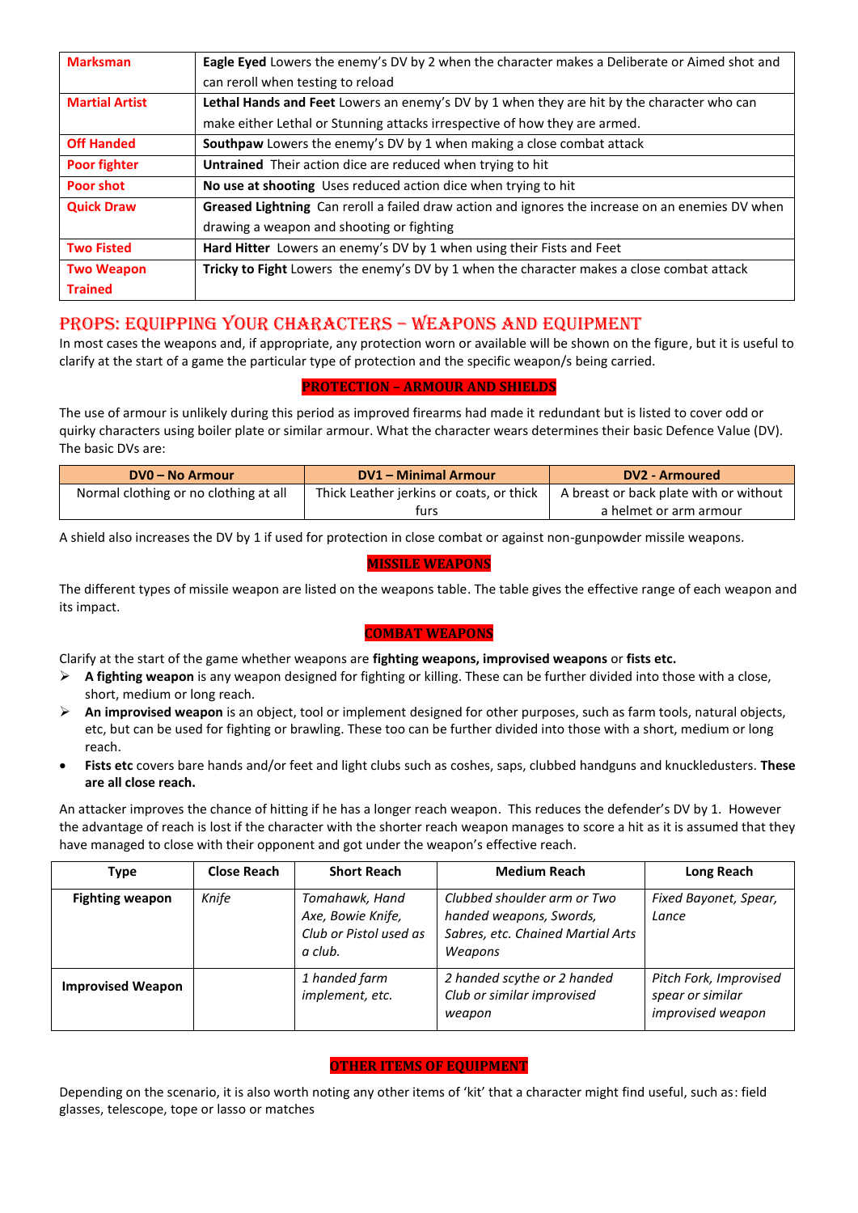| | |
|---|---|
| **Marksman** | **Eagle Eyed** Lowers the enemy's DV by 2 when the character makes a Deliberate or Aimed shot and can reroll when testing to reload |
| **Martial Artist** | **Lethal Hands and Feet** Lowers an enemy's DV by 1 when they are hit by the character who can make either Lethal or Stunning attacks irrespective of how they are armed. |
| **Off Handed** | **Southpaw** Lowers the enemy's DV by 1 when making a close combat attack |
| **Poor fighter** | **Untrained** Their action dice are reduced when trying to hit |
| **Poor shot** | **No use at shooting** Uses reduced action dice when trying to hit |
| **Quick Draw** | **Greased Lightning** Can reroll a failed draw action and ignores the increase on an enemies DV when drawing a weapon and shooting or fighting |
| **Two Fisted** | **Hard Hitter** Lowers an enemy's DV by 1 when using their Fists and Feet |
| **Two Weapon Trained** | **Tricky to Fight** Lowers the enemy's DV by 1 when the character makes a close combat attack |

## PROPS: EQUIPPING YOUR CHARACTERS – WEAPONS AND EQUIPMENT

In most cases the weapons and, if appropriate, any protection worn or available will be shown on the figure, but it is useful to clarify at the start of a game the particular type of protection and the specific weapon/s being carried.

### PROTECTION – ARMOUR AND SHIELDS

The use of armour is unlikely during this period as improved firearms had made it redundant but is listed to cover odd or quirky characters using boiler plate or similar armour. What the character wears determines their basic Defence Value (DV). The basic DVs are:

| DV0 – No Armour | DV1 – Minimal Armour | DV2 - Armoured |
|---|---|---|
| Normal clothing or no clothing at all | Thick Leather jerkins or coats, or thick furs | A breast or back plate with or without a helmet or arm armour |

A shield also increases the DV by 1 if used for protection in close combat or against non-gunpowder missile weapons.

### MISSILE WEAPONS

The different types of missile weapon are listed on the weapons table. The table gives the effective range of each weapon and its impact.

### COMBAT WEAPONS

Clarify at the start of the game whether weapons are **fighting weapons, improvised weapons** or **fists etc.**

- **A fighting weapon** is any weapon designed for fighting or killing. These can be further divided into those with a close, short, medium or long reach.
- **An improvised weapon** is an object, tool or implement designed for other purposes, such as farm tools, natural objects, etc, but can be used for fighting or brawling. These too can be further divided into those with a short, medium or long reach.
- **Fists etc** covers bare hands and/or feet and light clubs such as coshes, saps, clubbed handguns and knuckledusters. **These are all close reach.**

An attacker improves the chance of hitting if he has a longer reach weapon. This reduces the defender's DV by 1. However the advantage of reach is lost if the character with the shorter reach weapon manages to score a hit as it is assumed that they have managed to close with their opponent and got under the weapon's effective reach.

| Type | Close Reach | Short Reach | Medium Reach | Long Reach |
|---|---|---|---|---|
| **Fighting weapon** | *Knife* | *Tomahawk, Hand Axe, Bowie Knife, Club or Pistol used as a club.* | *Clubbed shoulder arm or Two handed weapons, Swords, Sabres, etc. Chained Martial Arts Weapons* | *Fixed Bayonet, Spear, Lance* |
| **Improvised Weapon** | | *1 handed farm implement, etc.* | *2 handed scythe or 2 handed Club or similar improvised weapon* | *Pitch Fork, Improvised spear or similar improvised weapon* |

### OTHER ITEMS OF EQUIPMENT

Depending on the scenario, it is also worth noting any other items of 'kit' that a character might find useful, such as: field glasses, telescope, tope or lasso or matches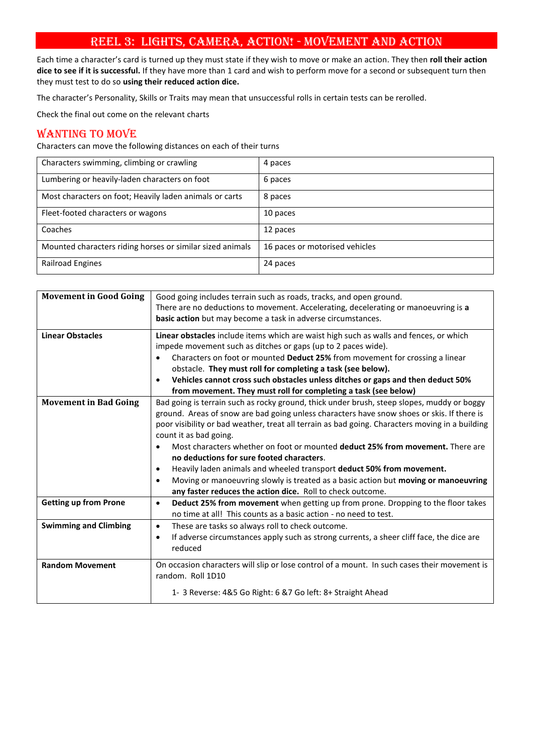# Reel 3: Lights, Camera, Action! - Movement and Action

Each time a character's card is turned up they must state if they wish to move or make an action. They then **roll their action dice to see if it is successful.** If they have more than 1 card and wish to perform move for a second or subsequent turn then they must test to do so **using their reduced action dice.**

The character's Personality, Skills or Traits may mean that unsuccessful rolls in certain tests can be rerolled.

Check the final out come on the relevant charts

## Wanting to Move

Characters can move the following distances on each of their turns

| | |
|---|---|
| Characters swimming, climbing or crawling | 4 paces |
| Lumbering or heavily-laden characters on foot | 6 paces |
| Most characters on foot; Heavily laden animals or carts | 8 paces |
| Fleet-footed characters or wagons | 10 paces |
| Coaches | 12 paces |
| Mounted characters riding horses or similar sized animals | 16 paces or motorised vehicles |
| Railroad Engines | 24 paces |

| | |
|---|---|
| **Movement in Good Going** | Good going includes terrain such as roads, tracks, and open ground.<br>There are no deductions to movement. Accelerating, decelerating or manoeuvring is **a basic action** but may become a task in adverse circumstances. |
| **Linear Obstacles** | **Linear obstacles** include items which are waist high such as walls and fences, or which impede movement such as ditches or gaps (up to 2 paces wide).<br>• Characters on foot or mounted **Deduct 25%** from movement for crossing a linear obstacle. **They must roll for completing a task (see below).**<br>• **Vehicles cannot cross such obstacles unless ditches or gaps and then deduct 50% from movement. They must roll for completing a task (see below)** |
| **Movement in Bad Going** | Bad going is terrain such as rocky ground, thick under brush, steep slopes, muddy or boggy ground. Areas of snow are bad going unless characters have snow shoes or skis. If there is poor visibility or bad weather, treat all terrain as bad going. Characters moving in a building count it as bad going.<br>• Most characters whether on foot or mounted **deduct 25% from movement.** There are **no deductions for sure footed characters**.<br>• Heavily laden animals and wheeled transport **deduct 50% from movement.**<br>• Moving or manoeuvring slowly is treated as a basic action but **moving or manoeuvring any faster reduces the action dice.** Roll to check outcome. |
| **Getting up from Prone** | • **Deduct 25% from movement** when getting up from prone. Dropping to the floor takes no time at all! This counts as a basic action - no need to test. |
| **Swimming and Climbing** | • These are tasks so always roll to check outcome.<br>• If adverse circumstances apply such as strong currents, a sheer cliff face, the dice are reduced |
| **Random Movement** | On occasion characters will slip or lose control of a mount. In such cases their movement is random. Roll 1D10<br>1- 3 Reverse: 4&5 Go Right: 6 &7 Go left: 8+ Straight Ahead |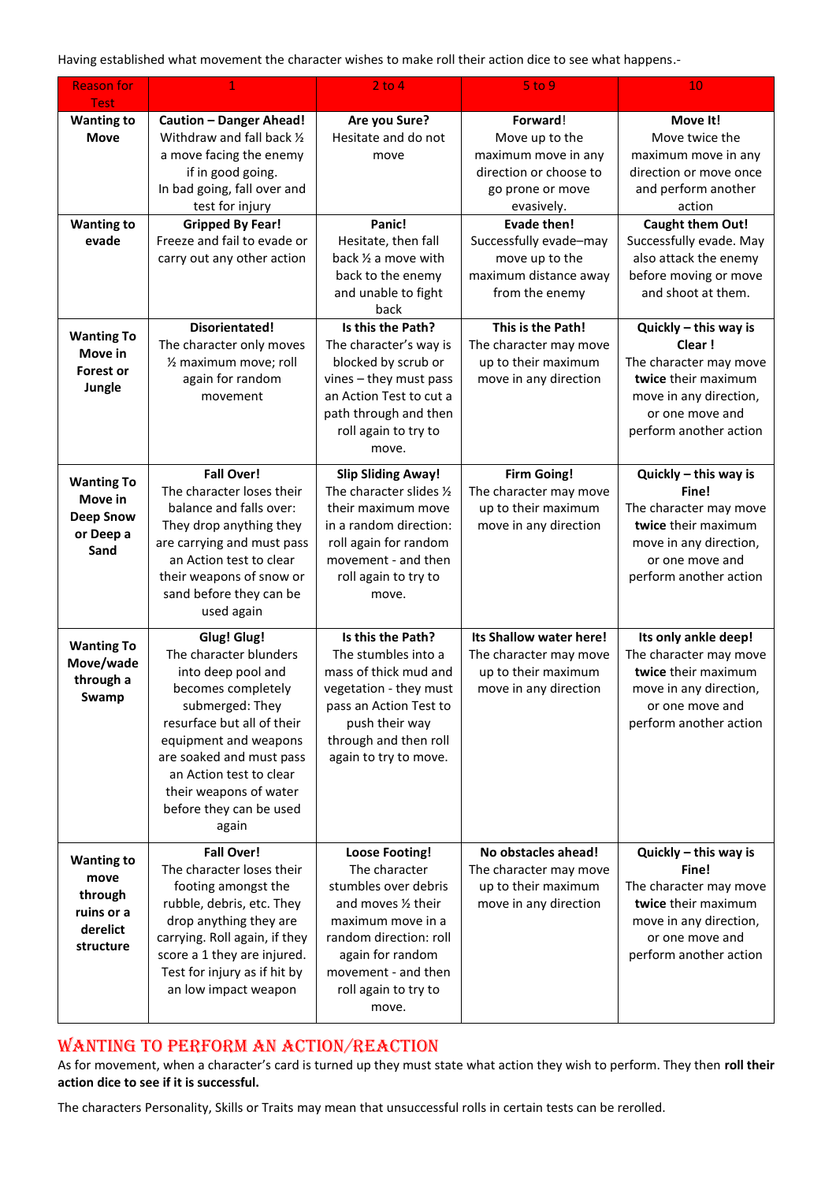Having established what movement the character wishes to make roll their action dice to see what happens.-

| Reason for Test | 1 | 2 to 4 | 5 to 9 | 10 |
|---|---|---|---|---|
| **Wanting to Move** | **Caution – Danger Ahead!** Withdraw and fall back ½ a move facing the enemy if in good going. In bad going, fall over and test for injury | **Are you Sure?** Hesitate and do not move | **Forward**! Move up to the maximum move in any direction or choose to go prone or move evasively. | **Move It!** Move twice the maximum move in any direction or move once and perform another action |
| **Wanting to evade** | **Gripped By Fear!** Freeze and fail to evade or carry out any other action | **Panic!** Hesitate, then fall back ½ a move with back to the enemy and unable to fight back | **Evade then!** Successfully evade–may move up to the maximum distance away from the enemy | **Caught them Out!** Successfully evade. May also attack the enemy before moving or move and shoot at them. |
| **Wanting To Move in Forest or Jungle** | **Disorientated!** The character only moves ½ maximum move; roll again for random movement | **Is this the Path?** The character's way is blocked by scrub or vines – they must pass an Action Test to cut a path through and then roll again to try to move. | **This is the Path!** The character may move up to their maximum move in any direction | **Quickly – this way is Clear !** The character may move **twice** their maximum move in any direction, or one move and perform another action |
| **Wanting To Move in Deep Snow or Deep a Sand** | **Fall Over!** The character loses their balance and falls over: They drop anything they are carrying and must pass an Action test to clear their weapons of snow or sand before they can be used again | **Slip Sliding Away!** The character slides ½ their maximum move in a random direction: roll again for random movement - and then roll again to try to move. | **Firm Going!** The character may move up to their maximum move in any direction | **Quickly – this way is Fine!** The character may move **twice** their maximum move in any direction, or one move and perform another action |
| **Wanting To Move/wade through a Swamp** | **Glug! Glug!** The character blunders into deep pool and becomes completely submerged: They resurface but all of their equipment and weapons are soaked and must pass an Action test to clear their weapons of water before they can be used again | **Is this the Path?** The stumbles into a mass of thick mud and vegetation - they must pass an Action Test to push their way through and then roll again to try to move. | **Its Shallow water here!** The character may move up to their maximum move in any direction | **Its only ankle deep!** The character may move **twice** their maximum move in any direction, or one move and perform another action |
| **Wanting to move through ruins or a derelict structure** | **Fall Over!** The character loses their footing amongst the rubble, debris, etc. They drop anything they are carrying. Roll again, if they score a 1 they are injured. Test for injury as if hit by an low impact weapon | **Loose Footing!** The character stumbles over debris and moves ½ their maximum move in a random direction: roll again for random movement - and then roll again to try to move. | **No obstacles ahead!** The character may move up to their maximum move in any direction | **Quickly – this way is Fine!** The character may move **twice** their maximum move in any direction, or one move and perform another action |

## Wanting to Perform an Action/Reaction

As for movement, when a character's card is turned up they must state what action they wish to perform. They then **roll their action dice to see if it is successful.**

The characters Personality, Skills or Traits may mean that unsuccessful rolls in certain tests can be rerolled.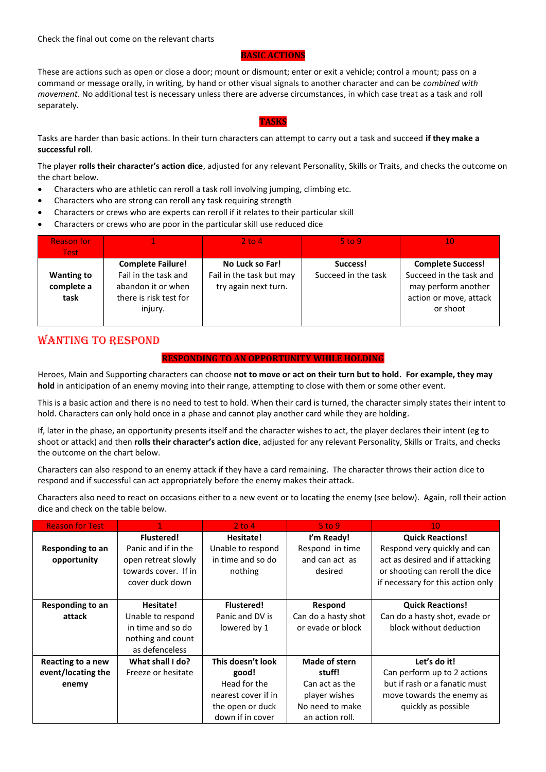Check the final out come on the relevant charts

### BASIC ACTIONS

These are actions such as open or close a door; mount or dismount; enter or exit a vehicle; control a mount; pass on a command or message orally, in writing, by hand or other visual signals to another character and can be *combined with movement*. No additional test is necessary unless there are adverse circumstances, in which case treat as a task and roll separately.

### TASKS

Tasks are harder than basic actions. In their turn characters can attempt to carry out a task and succeed **if they make a successful roll**.

The player **rolls their character's action dice**, adjusted for any relevant Personality, Skills or Traits, and checks the outcome on the chart below.

- Characters who are athletic can reroll a task roll involving jumping, climbing etc.
- Characters who are strong can reroll any task requiring strength
- Characters or crews who are experts can reroll if it relates to their particular skill
- Characters or crews who are poor in the particular skill use reduced dice

| Reason for Test | 1 | 2 to 4 | 5 to 9 | 10 |
|---|---|---|---|---|
| **Wanting to complete a task** | **Complete Failure!** Fail in the task and abandon it or when there is risk test for injury. | **No Luck so Far!** Fail in the task but may try again next turn. | **Success!** Succeed in the task | **Complete Success!** Succeed in the task and may perform another action or move, attack or shoot |

## WANTING TO RESPOND

### RESPONDING TO AN OPPORTUNITY WHILE HOLDING

Heroes, Main and Supporting characters can choose **not to move or act on their turn but to hold. For example, they may hold** in anticipation of an enemy moving into their range, attempting to close with them or some other event.

This is a basic action and there is no need to test to hold. When their card is turned, the character simply states their intent to hold. Characters can only hold once in a phase and cannot play another card while they are holding.

If, later in the phase, an opportunity presents itself and the character wishes to act, the player declares their intent (eg to shoot or attack) and then **rolls their character's action dice**, adjusted for any relevant Personality, Skills or Traits, and checks the outcome on the chart below.

Characters can also respond to an enemy attack if they have a card remaining. The character throws their action dice to respond and if successful can act appropriately before the enemy makes their attack.

Characters also need to react on occasions either to a new event or to locating the enemy (see below). Again, roll their action dice and check on the table below.

| Reason for Test | 1 | 2 to 4 | 5 to 9 | 10 |
|---|---|---|---|---|
| **Responding to an opportunity** | **Flustered!** Panic and if in the open retreat slowly towards cover. If in cover duck down | **Hesitate!** Unable to respond in time and so do nothing | **I'm Ready!** Respond in time and can act as desired | **Quick Reactions!** Respond very quickly and can act as desired and if attacking or shooting can reroll the dice if necessary for this action only |
| **Responding to an attack** | **Hesitate!** Unable to respond in time and so do nothing and count as defenceless | **Flustered!** Panic and DV is lowered by 1 | **Respond** Can do a hasty shot or evade or block | **Quick Reactions!** Can do a hasty shot, evade or block without deduction |
| **Reacting to a new event/locating the enemy** | **What shall I do?** Freeze or hesitate | **This doesn't look good!** Head for the nearest cover if in the open or duck down if in cover | **Made of stern stuff!** Can act as the player wishes No need to make an action roll. | **Let's do it!** Can perform up to 2 actions but if rash or a fanatic must move towards the enemy as quickly as possible |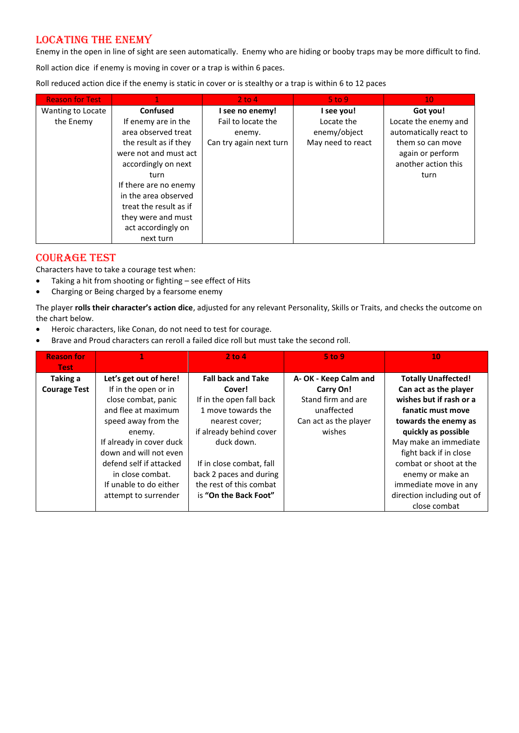## Locating the Enemy

Enemy in the open in line of sight are seen automatically. Enemy who are hiding or booby traps may be more difficult to find.

Roll action dice if enemy is moving in cover or a trap is within 6 paces.

Roll reduced action dice if the enemy is static in cover or is stealthy or a trap is within 6 to 12 paces

| Reason for Test | 1 | 2 to 4 | 5 to 9 | 10 |
|---|---|---|---|---|
| Wanting to Locate the Enemy | **Confused** If enemy are in the area observed treat the result as if they were not and must act accordingly on next turn If there are no enemy in the area observed treat the result as if they were and must act accordingly on next turn | **I see no enemy!** Fail to locate the enemy. Can try again next turn | **I see you!** Locate the enemy/object May need to react | **Got you!** Locate the enemy and automatically react to them so can move again or perform another action this turn |

## Courage Test

Characters have to take a courage test when:

- Taking a hit from shooting or fighting – see effect of Hits
- Charging or Being charged by a fearsome enemy

The player **rolls their character's action dice**, adjusted for any relevant Personality, Skills or Traits, and checks the outcome on the chart below.

- Heroic characters, like Conan, do not need to test for courage.
- Brave and Proud characters can reroll a failed dice roll but must take the second roll.

| Reason for Test | 1 | 2 to 4 | 5 to 9 | 10 |
|---|---|---|---|---|
| **Taking a Courage Test** | **Let's get out of here!** If in the open or in close combat, panic and flee at maximum speed away from the enemy. If already in cover duck down and will not even defend self if attacked in close combat. If unable to do either attempt to surrender | **Fall back and Take Cover!** If in the open fall back 1 move towards the nearest cover; if already behind cover duck down. If in close combat, fall back 2 paces and during the rest of this combat is **"On the Back Foot"** | **A- OK - Keep Calm and Carry On!** Stand firm and are unaffected Can act as the player wishes | **Totally Unaffected! Can act as the player wishes but if rash or a fanatic must move towards the enemy as quickly as possible** May make an immediate fight back if in close combat or shoot at the enemy or make an immediate move in any direction including out of close combat |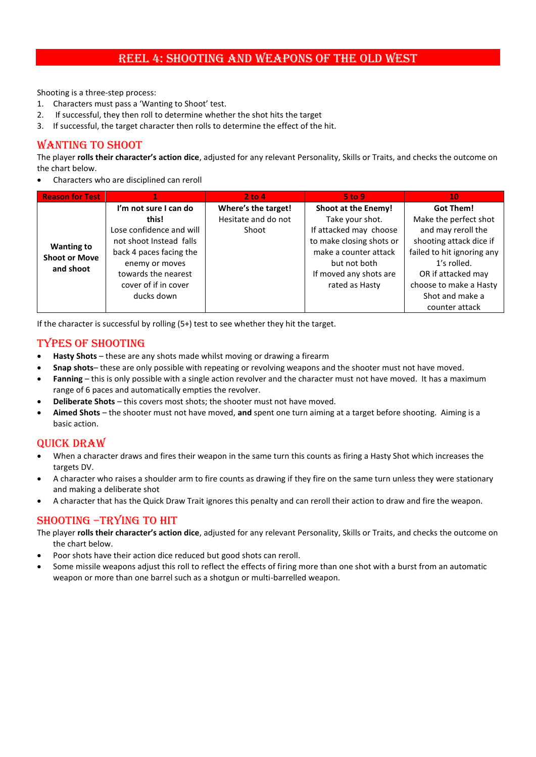## Reel 4: Shooting and Weapons of the Old West

Shooting is a three-step process:

1. Characters must pass a 'Wanting to Shoot' test.
2. If successful, they then roll to determine whether the shot hits the target
3. If successful, the target character then rolls to determine the effect of the hit.

### Wanting to Shoot

The player **rolls their character's action dice**, adjusted for any relevant Personality, Skills or Traits, and checks the outcome on the chart below.

- Characters who are disciplined can reroll

| Reason for Test | 1 | 2 to 4 | 5 to 9 | 10 |
|---|---|---|---|---|
| **Wanting to Shoot or Move and shoot** | **I'm not sure I can do this!** Lose confidence and will not shoot Instead falls back 4 paces facing the enemy or moves towards the nearest cover of if in cover ducks down | **Where's the target!** Hesitate and do not Shoot | **Shoot at the Enemy!** Take your shot. If attacked may choose to make closing shots or make a counter attack but not both If moved any shots are rated as Hasty | **Got Them!** Make the perfect shot and may reroll the shooting attack dice if failed to hit ignoring any 1's rolled. OR if attacked may choose to make a Hasty Shot and make a counter attack |

If the character is successful by rolling (5+) test to see whether they hit the target.

### Types of Shooting

- **Hasty Shots** – these are any shots made whilst moving or drawing a firearm
- **Snap shots**– these are only possible with repeating or revolving weapons and the shooter must not have moved.
- **Fanning** – this is only possible with a single action revolver and the character must not have moved. It has a maximum range of 6 paces and automatically empties the revolver.
- **Deliberate Shots** – this covers most shots; the shooter must not have moved.
- **Aimed Shots** – the shooter must not have moved, **and** spent one turn aiming at a target before shooting. Aiming is a basic action.

### Quick Draw

- When a character draws and fires their weapon in the same turn this counts as firing a Hasty Shot which increases the targets DV.
- A character who raises a shoulder arm to fire counts as drawing if they fire on the same turn unless they were stationary and making a deliberate shot
- A character that has the Quick Draw Trait ignores this penalty and can reroll their action to draw and fire the weapon.

### Shooting –Trying to Hit

The player **rolls their character's action dice**, adjusted for any relevant Personality, Skills or Traits, and checks the outcome on the chart below.

- Poor shots have their action dice reduced but good shots can reroll.
- Some missile weapons adjust this roll to reflect the effects of firing more than one shot with a burst from an automatic weapon or more than one barrel such as a shotgun or multi-barrelled weapon.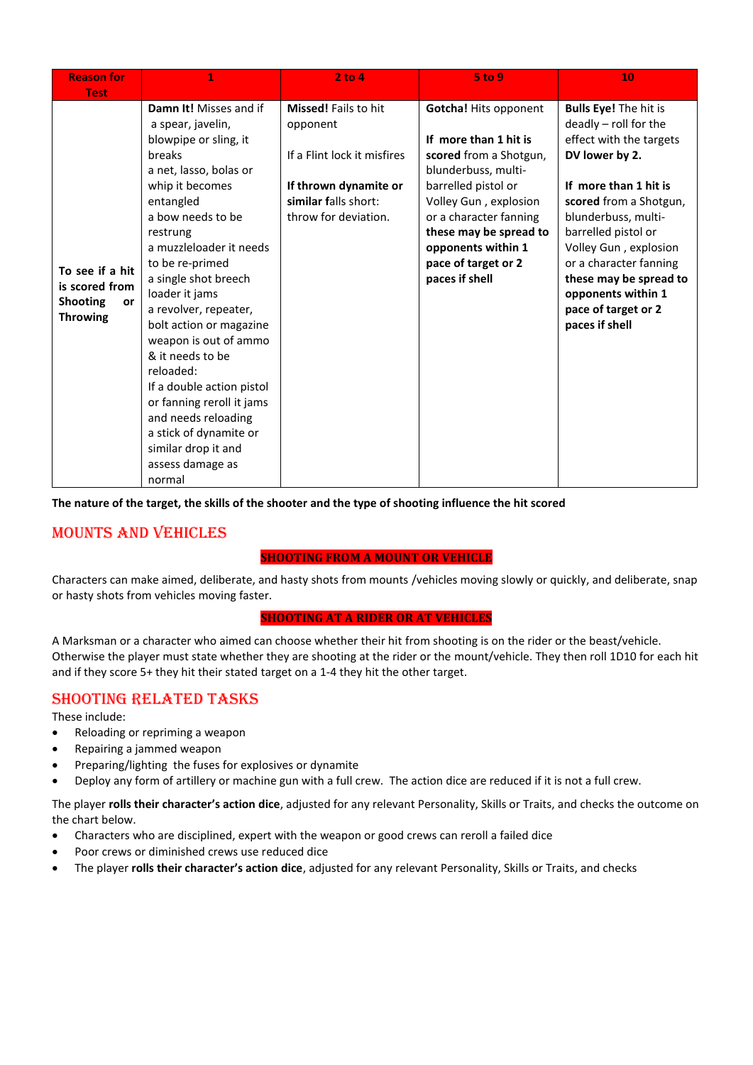| Reason for Test | 1 | 2 to 4 | 5 to 9 | 10 |
|---|---|---|---|---|
| **To see if a hit is scored from Shooting or Throwing** | **Damn It!** Misses and if a spear, javelin, blowpipe or sling, it breaks<br>a net, lasso, bolas or whip it becomes entangled<br>a bow needs to be restrung<br>a muzzleloader it needs to be re-primed<br>a single shot breech loader it jams<br>a revolver, repeater, bolt action or magazine weapon is out of ammo & it needs to be reloaded:<br>If a double action pistol or fanning reroll it jams and needs reloading<br>a stick of dynamite or similar drop it and assess damage as normal | **Missed!** Fails to hit opponent<br><br>If a Flint lock it misfires<br><br>**If thrown dynamite or similar f**alls short: throw for deviation. | **Gotcha!** Hits opponent<br><br>**If more than 1 hit is scored** from a Shotgun, blunderbuss, multi-barrelled pistol or Volley Gun , explosion or a character fanning **these may be spread to opponents within 1 pace of target or 2 paces if shell** | **Bulls Eye!** The hit is deadly – roll for the effect with the targets **DV lower by 2.**<br><br>**If more than 1 hit is scored** from a Shotgun, blunderbuss, multi-barrelled pistol or Volley Gun , explosion or a character fanning **these may be spread to opponents within 1 pace of target or 2 paces if shell** |

**The nature of the target, the skills of the shooter and the type of shooting influence the hit scored**

## Mounts and Vehicles

### SHOOTING FROM A MOUNT OR VEHICLE

Characters can make aimed, deliberate, and hasty shots from mounts /vehicles moving slowly or quickly, and deliberate, snap or hasty shots from vehicles moving faster.

### SHOOTING AT A RIDER OR AT VEHICLES

A Marksman or a character who aimed can choose whether their hit from shooting is on the rider or the beast/vehicle. Otherwise the player must state whether they are shooting at the rider or the mount/vehicle. They then roll 1D10 for each hit and if they score 5+ they hit their stated target on a 1-4 they hit the other target.

## Shooting Related Tasks

These include:

- Reloading or repriming a weapon
- Repairing a jammed weapon
- Preparing/lighting the fuses for explosives or dynamite
- Deploy any form of artillery or machine gun with a full crew. The action dice are reduced if it is not a full crew.

The player **rolls their character's action dice**, adjusted for any relevant Personality, Skills or Traits, and checks the outcome on the chart below.

- Characters who are disciplined, expert with the weapon or good crews can reroll a failed dice
- Poor crews or diminished crews use reduced dice
- The player **rolls their character's action dice**, adjusted for any relevant Personality, Skills or Traits, and checks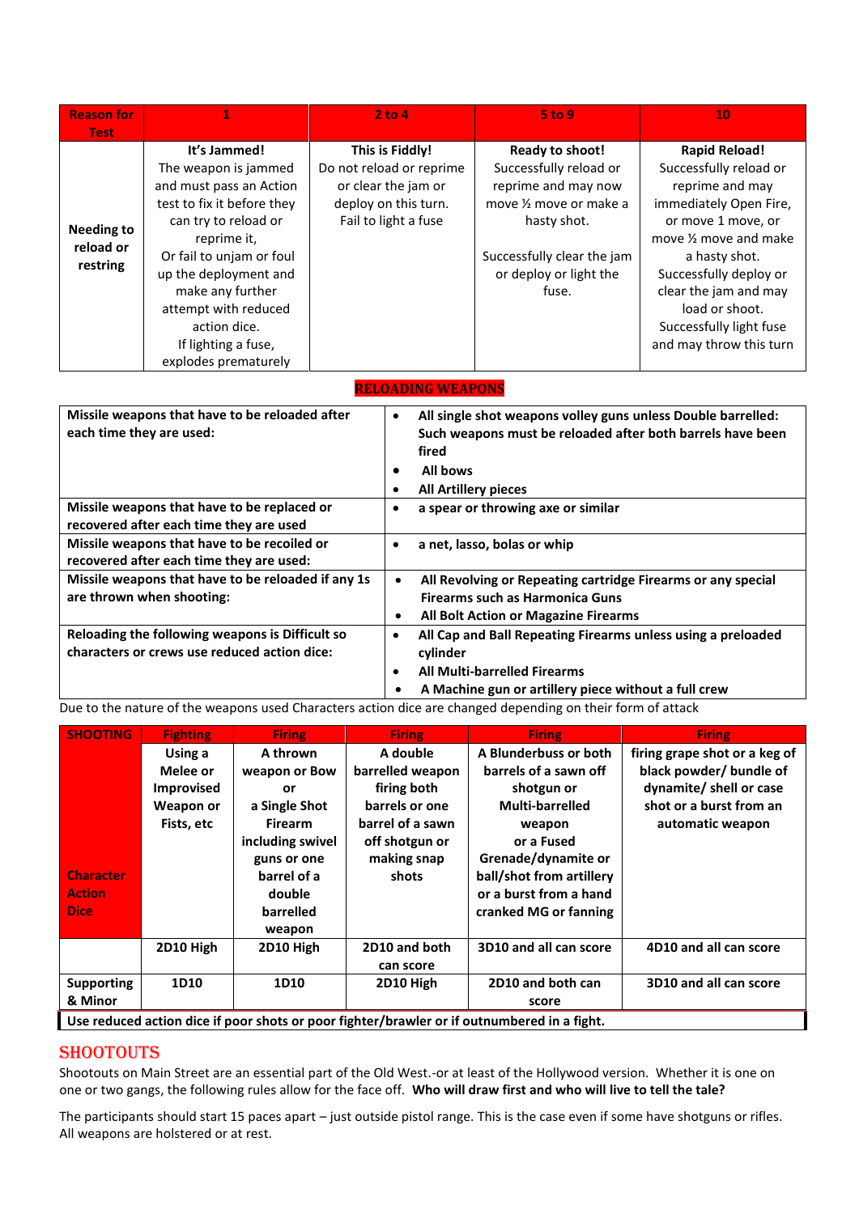| Reason for Test | 1 | 2 to 4 | 5 to 9 | 10 |
|---|---|---|---|---|
| Needing to reload or restring | **It's Jammed!** The weapon is jammed and must pass an Action test to fix it before they can try to reload or reprime it, Or fail to unjam or foul up the deployment and make any further attempt with reduced action dice. If lighting a fuse, explodes prematurely | **This is Fiddly!** Do not reload or reprime or clear the jam or deploy on this turn. Fail to light a fuse | **Ready to shoot!** Successfully reload or reprime and may now move ½ move or make a hasty shot. Successfully clear the jam or deploy or light the fuse. | **Rapid Reload!** Successfully reload or reprime and may immediately Open Fire, or move 1 move, or move ½ move and make a hasty shot. Successfully deploy or clear the jam and may load or shoot. Successfully light fuse and may throw this turn |

## RELOADING WEAPONS

| | |
|---|---|
| **Missile weapons that have to be reloaded after each time they are used:** | • **All single shot weapons volley guns unless Double barrelled: Such weapons must be reloaded after both barrels have been fired**<br>• **All bows**<br>• **All Artillery pieces** |
| **Missile weapons that have to be replaced or recovered after each time they are used** | • **a spear or throwing axe or similar** |
| **Missile weapons that have to be recoiled or recovered after each time they are used:** | • **a net, lasso, bolas or whip** |
| **Missile weapons that have to be reloaded if any 1s are thrown when shooting:** | • **All Revolving or Repeating cartridge Firearms or any special Firearms such as Harmonica Guns**<br>• **All Bolt Action or Magazine Firearms** |
| **Reloading the following weapons is Difficult so characters or crews use reduced action dice:** | • **All Cap and Ball Repeating Firearms unless using a preloaded cylinder**<br>• **All Multi-barrelled Firearms**<br>• **A Machine gun or artillery piece without a full crew** |

Due to the nature of the weapons used Characters action dice are changed depending on their form of attack

| SHOOTING | Fighting | Firing | Firing | Firing | Firing |
|---|---|---|---|---|---|
| Character Action Dice | **Using a Melee or Improvised Weapon or Fists, etc** | **A thrown weapon or Bow or a Single Shot Firearm including swivel guns or one barrel of a double barrelled weapon** | **A double barrelled weapon firing both barrels or one barrel of a sawn off shotgun or making snap shots** | **A Blunderbuss or both barrels of a sawn off shotgun or Multi-barrelled weapon or a Fused Grenade/dynamite or ball/shot from artillery or a burst from a hand cranked MG or fanning** | **firing grape shot or a keg of black powder/ bundle of dynamite/ shell or case shot or a burst from an automatic weapon** |
| | **2D10 High** | **2D10 High** | **2D10 and both can score** | **3D10 and all can score** | **4D10 and all can score** |
| **Supporting & Minor** | **1D10** | **1D10** | **2D10 High** | **2D10 and both can score** | **3D10 and all can score** |

**Use reduced action dice if poor shots or poor fighter/brawler or if outnumbered in a fight.**

## SHOOTOUTS

Shootouts on Main Street are an essential part of the Old West.-or at least of the Hollywood version. Whether it is one on one or two gangs, the following rules allow for the face off. **Who will draw first and who will live to tell the tale?**

The participants should start 15 paces apart – just outside pistol range. This is the case even if some have shotguns or rifles. All weapons are holstered or at rest.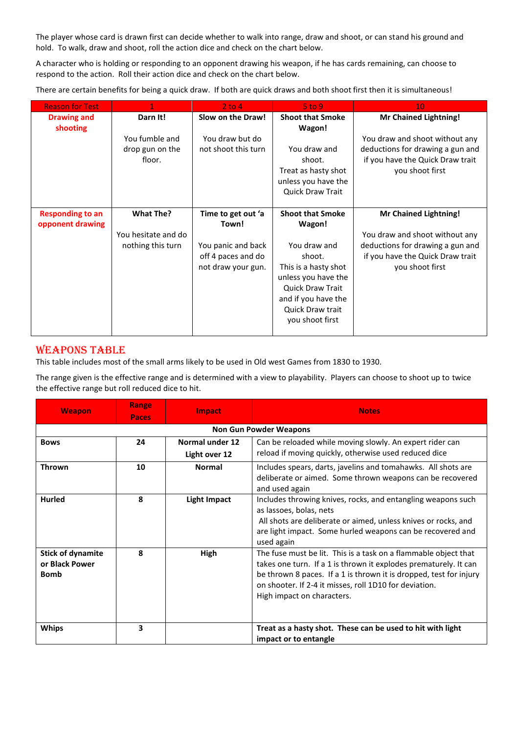The player whose card is drawn first can decide whether to walk into range, draw and shoot, or can stand his ground and hold. To walk, draw and shoot, roll the action dice and check on the chart below.

A character who is holding or responding to an opponent drawing his weapon, if he has cards remaining, can choose to respond to the action. Roll their action dice and check on the chart below.

There are certain benefits for being a quick draw. If both are quick draws and both shoot first then it is simultaneous!

| Reason for Test | 1 | 2 to 4 | 5 to 9 | 10 |
|---|---|---|---|---|
| **Drawing and shooting** | **Darn It!** You fumble and drop gun on the floor. | **Slow on the Draw!** You draw but do not shoot this turn | **Shoot that Smoke Wagon!** You draw and shoot. Treat as hasty shot unless you have the Quick Draw Trait | **Mr Chained Lightning!** You draw and shoot without any deductions for drawing a gun and if you have the Quick Draw trait you shoot first |
| **Responding to an opponent drawing** | **What The?** You hesitate and do nothing this turn | **Time to get out 'a Town!** You panic and back off 4 paces and do not draw your gun. | **Shoot that Smoke Wagon!** You draw and shoot. This is a hasty shot unless you have the Quick Draw Trait and if you have the Quick Draw trait you shoot first | **Mr Chained Lightning!** You draw and shoot without any deductions for drawing a gun and if you have the Quick Draw trait you shoot first |

## Weapons Table

This table includes most of the small arms likely to be used in Old west Games from 1830 to 1930.

The range given is the effective range and is determined with a view to playability. Players can choose to shoot up to twice the effective range but roll reduced dice to hit.

| Weapon | Range Paces | Impact | Notes |
|---|---|---|---|
| | | **Non Gun Powder Weapons** | |
| **Bows** | **24** | **Normal under 12** **Light over 12** | Can be reloaded while moving slowly. An expert rider can reload if moving quickly, otherwise used reduced dice |
| **Thrown** | **10** | **Normal** | Includes spears, darts, javelins and tomahawks. All shots are deliberate or aimed. Some thrown weapons can be recovered and used again |
| **Hurled** | **8** | **Light Impact** | Includes throwing knives, rocks, and entangling weapons such as lassoes, bolas, nets All shots are deliberate or aimed, unless knives or rocks, and are light impact. Some hurled weapons can be recovered and used again |
| **Stick of dynamite or Black Power Bomb** | **8** | **High** | The fuse must be lit. This is a task on a flammable object that takes one turn. If a 1 is thrown it explodes prematurely. It can be thrown 8 paces. If a 1 is thrown it is dropped, test for injury on shooter. If 2-4 it misses, roll 1D10 for deviation. High impact on characters. |
| **Whips** | **3** | | **Treat as a hasty shot. These can be used to hit with light impact or to entangle** |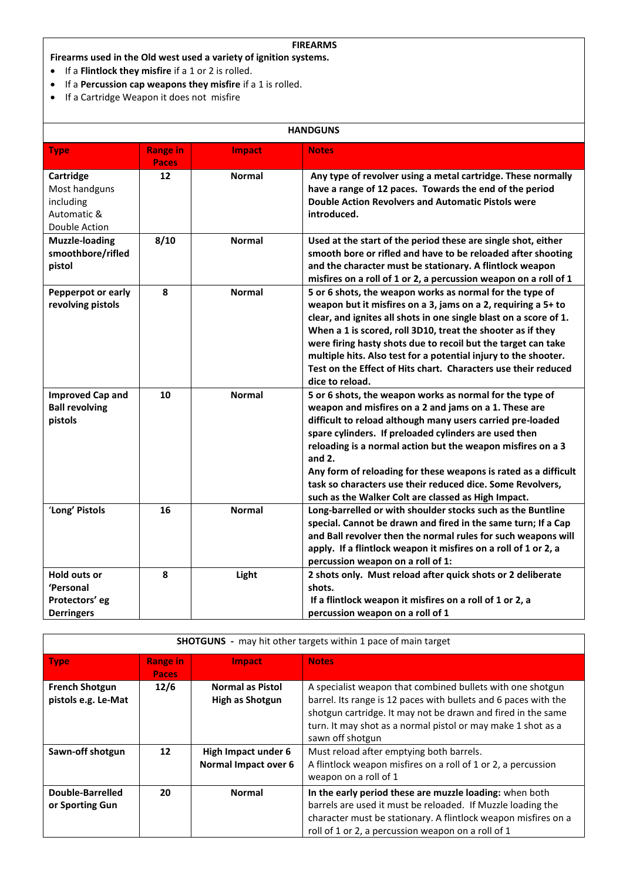## FIREARMS

**Firearms used in the Old west used a variety of ignition systems.**

- If a **Flintlock they misfire** if a 1 or 2 is rolled.
- If a **Percussion cap weapons they misfire** if a 1 is rolled.
- If a Cartridge Weapon it does not misfire

### HANDGUNS

| Type | Range in Paces | Impact | Notes |
|---|---|---|---|
| **Cartridge** Most handguns including Automatic & Double Action | **12** | **Normal** | **Any type of revolver using a metal cartridge. These normally have a range of 12 paces. Towards the end of the period Double Action Revolvers and Automatic Pistols were introduced.** |
| **Muzzle-loading smoothbore/rifled pistol** | **8/10** | **Normal** | **Used at the start of the period these are single shot, either smooth bore or rifled and have to be reloaded after shooting and the character must be stationary. A flintlock weapon misfires on a roll of 1 or 2, a percussion weapon on a roll of 1** |
| **Pepperpot or early revolving pistols** | **8** | **Normal** | **5 or 6 shots, the weapon works as normal for the type of weapon but it misfires on a 3, jams on a 2, requiring a 5+ to clear, and ignites all shots in one single blast on a score of 1. When a 1 is scored, roll 3D10, treat the shooter as if they were firing hasty shots due to recoil but the target can take multiple hits. Also test for a potential injury to the shooter. Test on the Effect of Hits chart. Characters use their reduced dice to reload.** |
| **Improved Cap and Ball revolving pistols** | **10** | **Normal** | **5 or 6 shots, the weapon works as normal for the type of weapon and misfires on a 2 and jams on a 1. These are difficult to reload although many users carried pre-loaded spare cylinders. If preloaded cylinders are used then reloading is a normal action but the weapon misfires on a 3 and 2.** **Any form of reloading for these weapons is rated as a difficult task so characters use their reduced dice. Some Revolvers, such as the Walker Colt are classed as High Impact.** |
| **'Long' Pistols** | **16** | **Normal** | **Long-barrelled or with shoulder stocks such as the Buntline special. Cannot be drawn and fired in the same turn; If a Cap and Ball revolver then the normal rules for such weapons will apply. If a flintlock weapon it misfires on a roll of 1 or 2, a percussion weapon on a roll of 1:** |
| **Hold outs or 'Personal Protectors' eg Derringers** | **8** | **Light** | **2 shots only. Must reload after quick shots or 2 deliberate shots.** **If a flintlock weapon it misfires on a roll of 1 or 2, a percussion weapon on a roll of 1** |

### SHOTGUNS - may hit other targets within 1 pace of main target

| Type | Range in Paces | Impact | Notes |
|---|---|---|---|
| **French Shotgun pistols e.g. Le-Mat** | **12/6** | **Normal as Pistol High as Shotgun** | A specialist weapon that combined bullets with one shotgun barrel. Its range is 12 paces with bullets and 6 paces with the shotgun cartridge. It may not be drawn and fired in the same turn. It may shot as a normal pistol or may make 1 shot as a sawn off shotgun |
| **Sawn-off shotgun** | **12** | **High Impact under 6 Normal Impact over 6** | Must reload after emptying both barrels. A flintlock weapon misfires on a roll of 1 or 2, a percussion weapon on a roll of 1 |
| **Double-Barrelled or Sporting Gun** | **20** | **Normal** | **In the early period these are muzzle loading:** when both barrels are used it must be reloaded. If Muzzle loading the character must be stationary. A flintlock weapon misfires on a roll of 1 or 2, a percussion weapon on a roll of 1 |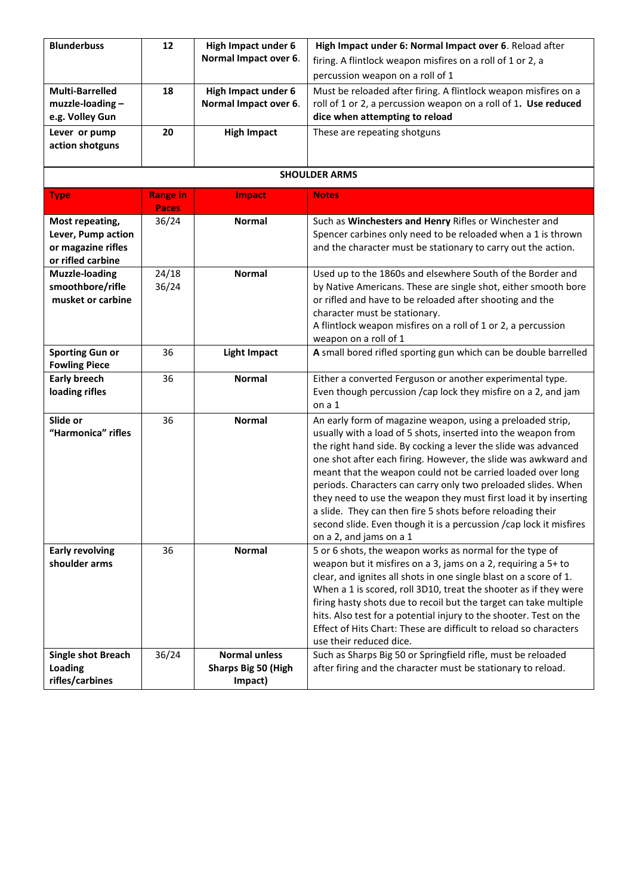| | | | |
|---|---|---|---|
| **Blunderbuss** | **12** | **High Impact under 6 Normal Impact over 6**. | **High Impact under 6: Normal Impact over 6**. Reload after firing. A flintlock weapon misfires on a roll of 1 or 2, a percussion weapon on a roll of 1 |
| **Multi-Barrelled muzzle-loading – e.g. Volley Gun** | **18** | **High Impact under 6 Normal Impact over 6**. | Must be reloaded after firing. A flintlock weapon misfires on a roll of 1 or 2, a percussion weapon on a roll of 1**. Use reduced dice when attempting to reload** |
| **Lever or pump action shotguns** | **20** | **High Impact** | These are repeating shotguns |

**SHOULDER ARMS**

| Type | Range in Paces | Impact | Notes |
|---|---|---|---|
| **Most repeating, Lever, Pump action or magazine rifles or rifled carbine** | 36/24 | **Normal** | Such as **Winchesters and Henry** Rifles or Winchester and Spencer carbines only need to be reloaded when a 1 is thrown and the character must be stationary to carry out the action. |
| **Muzzle-loading smoothbore/rifle musket or carbine** | 24/18 36/24 | **Normal** | Used up to the 1860s and elsewhere South of the Border and by Native Americans. These are single shot, either smooth bore or rifled and have to be reloaded after shooting and the character must be stationary. A flintlock weapon misfires on a roll of 1 or 2, a percussion weapon on a roll of 1 |
| **Sporting Gun or Fowling Piece** | 36 | **Light Impact** | **A** small bored rifled sporting gun which can be double barrelled |
| **Early breech loading rifles** | 36 | **Normal** | Either a converted Ferguson or another experimental type. Even though percussion /cap lock they misfire on a 2, and jam on a 1 |
| **Slide or "Harmonica" rifles** | 36 | **Normal** | An early form of magazine weapon, using a preloaded strip, usually with a load of 5 shots, inserted into the weapon from the right hand side. By cocking a lever the slide was advanced one shot after each firing. However, the slide was awkward and meant that the weapon could not be carried loaded over long periods. Characters can carry only two preloaded slides. When they need to use the weapon they must first load it by inserting a slide. They can then fire 5 shots before reloading their second slide. Even though it is a percussion /cap lock it misfires on a 2, and jams on a 1 |
| **Early revolving shoulder arms** | 36 | **Normal** | 5 or 6 shots, the weapon works as normal for the type of weapon but it misfires on a 3, jams on a 2, requiring a 5+ to clear, and ignites all shots in one single blast on a score of 1. When a 1 is scored, roll 3D10, treat the shooter as if they were firing hasty shots due to recoil but the target can take multiple hits. Also test for a potential injury to the shooter. Test on the Effect of Hits Chart: These are difficult to reload so characters use their reduced dice. |
| **Single shot Breach Loading rifles/carbines** | 36/24 | **Normal unless Sharps Big 50 (High Impact)** | Such as Sharps Big 50 or Springfield rifle, must be reloaded after firing and the character must be stationary to reload. |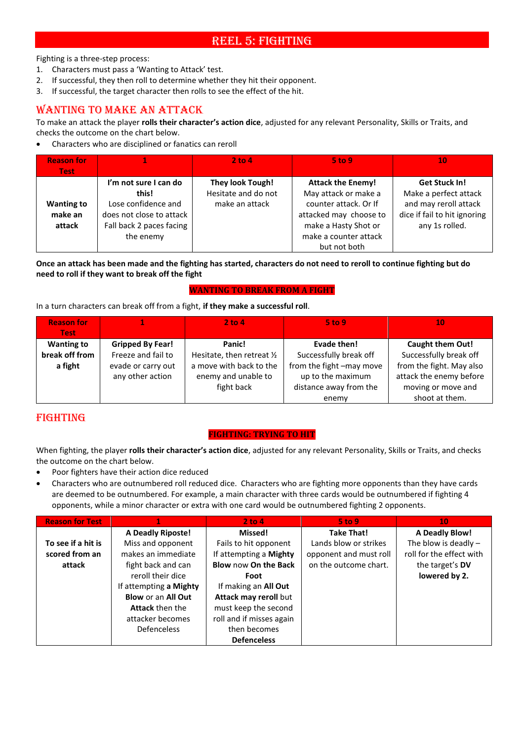# REEL 5: FIGHTING

Fighting is a three-step process:

1. Characters must pass a 'Wanting to Attack' test.
2. If successful, they then roll to determine whether they hit their opponent.
3. If successful, the target character then rolls to see the effect of the hit.

## WANTING TO MAKE AN ATTACK

To make an attack the player **rolls their character's action dice**, adjusted for any relevant Personality, Skills or Traits, and checks the outcome on the chart below.

- Characters who are disciplined or fanatics can reroll

| Reason for Test | 1 | 2 to 4 | 5 to 9 | 10 |
|---|---|---|---|---|
| **Wanting to make an attack** | **I'm not sure I can do this!** Lose confidence and does not close to attack Fall back 2 paces facing the enemy | **They look Tough!** Hesitate and do not make an attack | **Attack the Enemy!** May attack or make a counter attack. Or If attacked may choose to make a Hasty Shot or make a counter attack but not both | **Get Stuck In!** Make a perfect attack and may reroll attack dice if fail to hit ignoring any 1s rolled. |

**Once an attack has been made and the fighting has started, characters do not need to reroll to continue fighting but do need to roll if they want to break off the fight**

### WANTING TO BREAK FROM A FIGHT

In a turn characters can break off from a fight, **if they make a successful roll**.

| Reason for Test | 1 | 2 to 4 | 5 to 9 | 10 |
|---|---|---|---|---|
| **Wanting to break off from a fight** | **Gripped By Fear!** Freeze and fail to evade or carry out any other action | **Panic!** Hesitate, then retreat ½ a move with back to the enemy and unable to fight back | **Evade then!** Successfully break off from the fight –may move up to the maximum distance away from the enemy | **Caught them Out!** Successfully break off from the fight. May also attack the enemy before moving or move and shoot at them. |

## FIGHTING

### FIGHTING: TRYING TO HIT

When fighting, the player **rolls their character's action dice**, adjusted for any relevant Personality, Skills or Traits, and checks the outcome on the chart below.

- Poor fighters have their action dice reduced
- Characters who are outnumbered roll reduced dice. Characters who are fighting more opponents than they have cards are deemed to be outnumbered. For example, a main character with three cards would be outnumbered if fighting 4 opponents, while a minor character or extra with one card would be outnumbered fighting 2 opponents.

| Reason for Test | 1 | 2 to 4 | 5 to 9 | 10 |
|---|---|---|---|---|
| **To see if a hit is scored from an attack** | **A Deadly Riposte!** Miss and opponent makes an immediate fight back and can reroll their dice If attempting **a Mighty Blow** or an **All Out Attack** then the attacker becomes Defenceless | **Missed!** Fails to hit opponent If attempting a **Mighty Blow** now **On the Back Foot** If making an **All Out Attack may reroll** but must keep the second roll and if misses again then becomes **Defenceless** | **Take That!** Lands blow or strikes opponent and must roll on the outcome chart. | **A Deadly Blow!** The blow is deadly – roll for the effect with the target's **DV lowered by 2.** |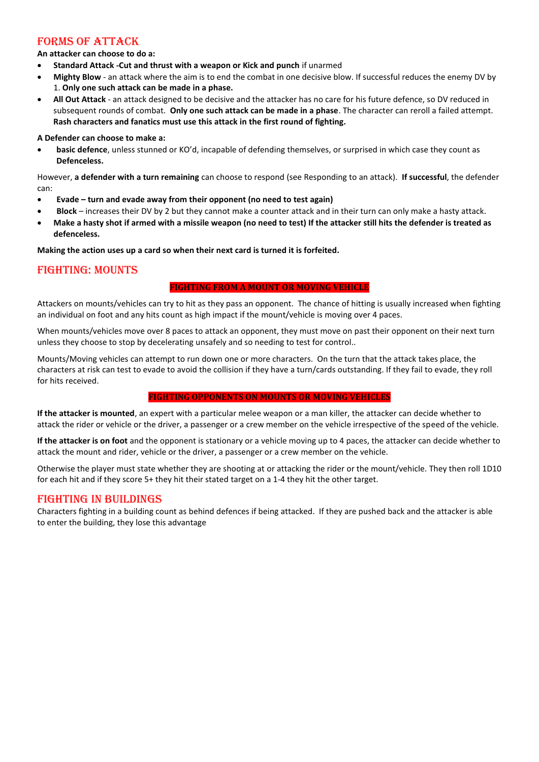## Forms of Attack

**An attacker can choose to do a:**

- **Standard Attack -Cut and thrust with a weapon or Kick and punch** if unarmed
- **Mighty Blow** - an attack where the aim is to end the combat in one decisive blow. If successful reduces the enemy DV by 1. **Only one such attack can be made in a phase.**
- **All Out Attack** - an attack designed to be decisive and the attacker has no care for his future defence, so DV reduced in subsequent rounds of combat. **Only one such attack can be made in a phase**. The character can reroll a failed attempt. **Rash characters and fanatics must use this attack in the first round of fighting.**

**A Defender can choose to make a:**

- **basic defence**, unless stunned or KO'd, incapable of defending themselves, or surprised in which case they count as **Defenceless.**

However, **a defender with a turn remaining** can choose to respond (see Responding to an attack). **If successful**, the defender can:

- **Evade – turn and evade away from their opponent (no need to test again)**
- **Block** – increases their DV by 2 but they cannot make a counter attack and in their turn can only make a hasty attack.
- **Make a hasty shot if armed with a missile weapon (no need to test) If the attacker still hits the defender is treated as defenceless.**

**Making the action uses up a card so when their next card is turned it is forfeited.**

## Fighting: Mounts

### FIGHTING FROM A MOUNT OR MOVING VEHICLE

Attackers on mounts/vehicles can try to hit as they pass an opponent. The chance of hitting is usually increased when fighting an individual on foot and any hits count as high impact if the mount/vehicle is moving over 4 paces.

When mounts/vehicles move over 8 paces to attack an opponent, they must move on past their opponent on their next turn unless they choose to stop by decelerating unsafely and so needing to test for control..

Mounts/Moving vehicles can attempt to run down one or more characters. On the turn that the attack takes place, the characters at risk can test to evade to avoid the collision if they have a turn/cards outstanding. If they fail to evade, they roll for hits received.

### FIGHTING OPPONENTS ON MOUNTS OR MOVING VEHICLES

**If the attacker is mounted**, an expert with a particular melee weapon or a man killer, the attacker can decide whether to attack the rider or vehicle or the driver, a passenger or a crew member on the vehicle irrespective of the speed of the vehicle.

**If the attacker is on foot** and the opponent is stationary or a vehicle moving up to 4 paces, the attacker can decide whether to attack the mount and rider, vehicle or the driver, a passenger or a crew member on the vehicle.

Otherwise the player must state whether they are shooting at or attacking the rider or the mount/vehicle. They then roll 1D10 for each hit and if they score 5+ they hit their stated target on a 1-4 they hit the other target.

## Fighting in Buildings

Characters fighting in a building count as behind defences if being attacked. If they are pushed back and the attacker is able to enter the building, they lose this advantage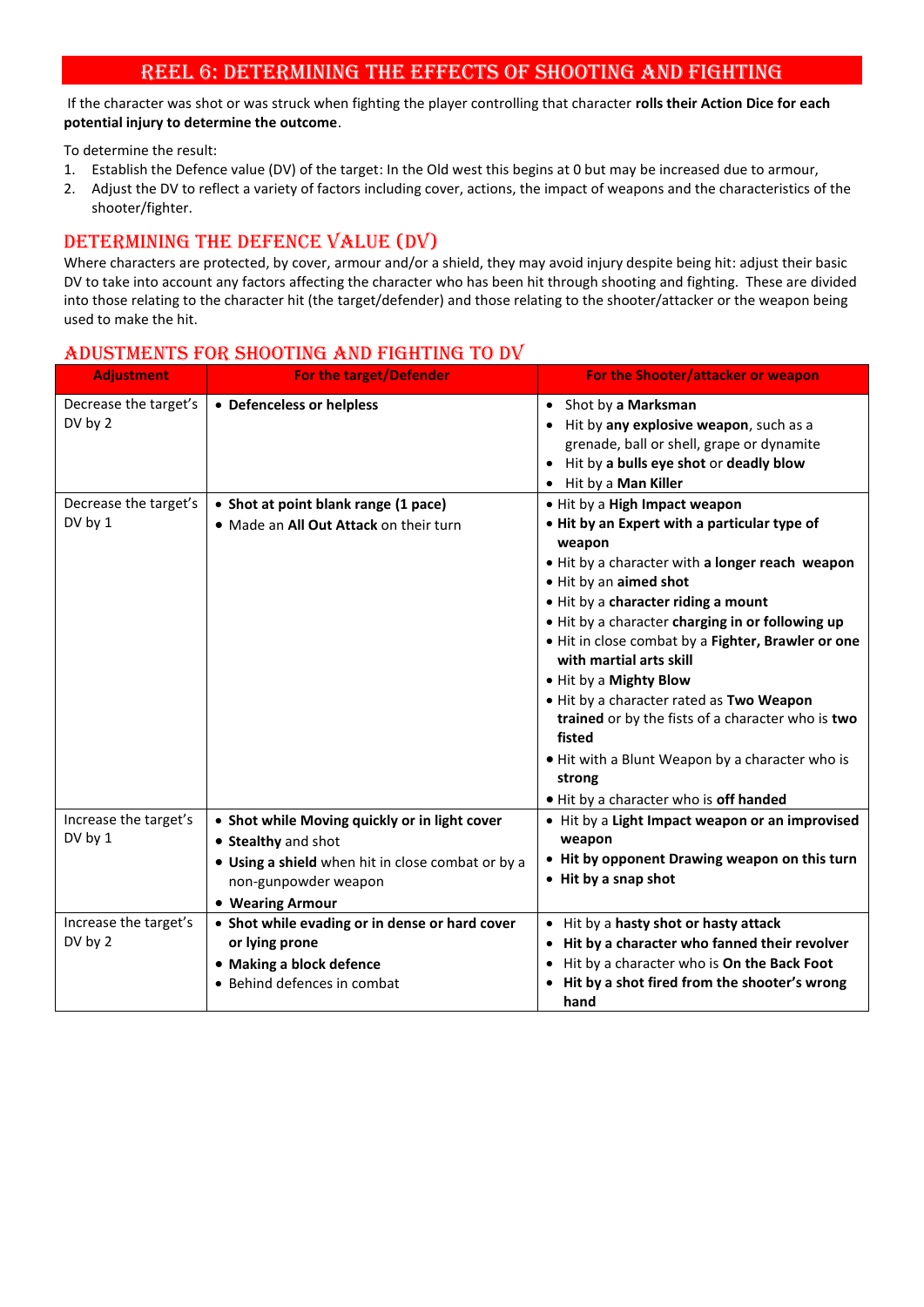## Reel 6: Determining the effects of Shooting and Fighting

If the character was shot or was struck when fighting the player controlling that character **rolls their Action Dice for each potential injury to determine the outcome**.

To determine the result:

1. Establish the Defence value (DV) of the target: In the Old west this begins at 0 but may be increased due to armour,
2. Adjust the DV to reflect a variety of factors including cover, actions, the impact of weapons and the characteristics of the shooter/fighter.

### Determining the Defence Value (DV)

Where characters are protected, by cover, armour and/or a shield, they may avoid injury despite being hit: adjust their basic DV to take into account any factors affecting the character who has been hit through shooting and fighting. These are divided into those relating to the character hit (the target/defender) and those relating to the shooter/attacker or the weapon being used to make the hit.

### Adustments for Shooting and Fighting to DV

| Adjustment | For the target/Defender | For the Shooter/attacker or weapon |
|---|---|---|
| Decrease the target's DV by 2 | • **Defenceless or helpless** | • Shot by **a Marksman**<br>• Hit by **any explosive weapon**, such as a grenade, ball or shell, grape or dynamite<br>• Hit by **a bulls eye shot** or **deadly blow**<br>• Hit by a **Man Killer** |
| Decrease the target's DV by 1 | • **Shot at point blank range (1 pace)**<br>• Made an **All Out Attack** on their turn | • Hit by a **High Impact weapon**<br>• **Hit by an Expert with a particular type of weapon**<br>• Hit by a character with **a longer reach weapon**<br>• Hit by an **aimed shot**<br>• Hit by a **character riding a mount**<br>• Hit by a character **charging in or following up**<br>• Hit in close combat by a **Fighter, Brawler or one with martial arts skill**<br>• Hit by a **Mighty Blow**<br>• Hit by a character rated as **Two Weapon trained** or by the fists of a character who is **two fisted**<br>• Hit with a Blunt Weapon by a character who is **strong**<br>• Hit by a character who is **off handed** |
| Increase the target's DV by 1 | • **Shot while Moving quickly or in light cover**<br>• **Stealthy** and shot<br>• **Using a shield** when hit in close combat or by a non-gunpowder weapon<br>• **Wearing Armour** | • Hit by a **Light Impact weapon or an improvised weapon**<br>• **Hit by opponent Drawing weapon on this turn**<br>• **Hit by a snap shot** |
| Increase the target's DV by 2 | • **Shot while evading or in dense or hard cover or lying prone**<br>• **Making a block defence**<br>• Behind defences in combat | • Hit by a **hasty shot or hasty attack**<br>• **Hit by a character who fanned their revolver**<br>• Hit by a character who is **On the Back Foot**<br>• **Hit by a shot fired from the shooter's wrong hand** |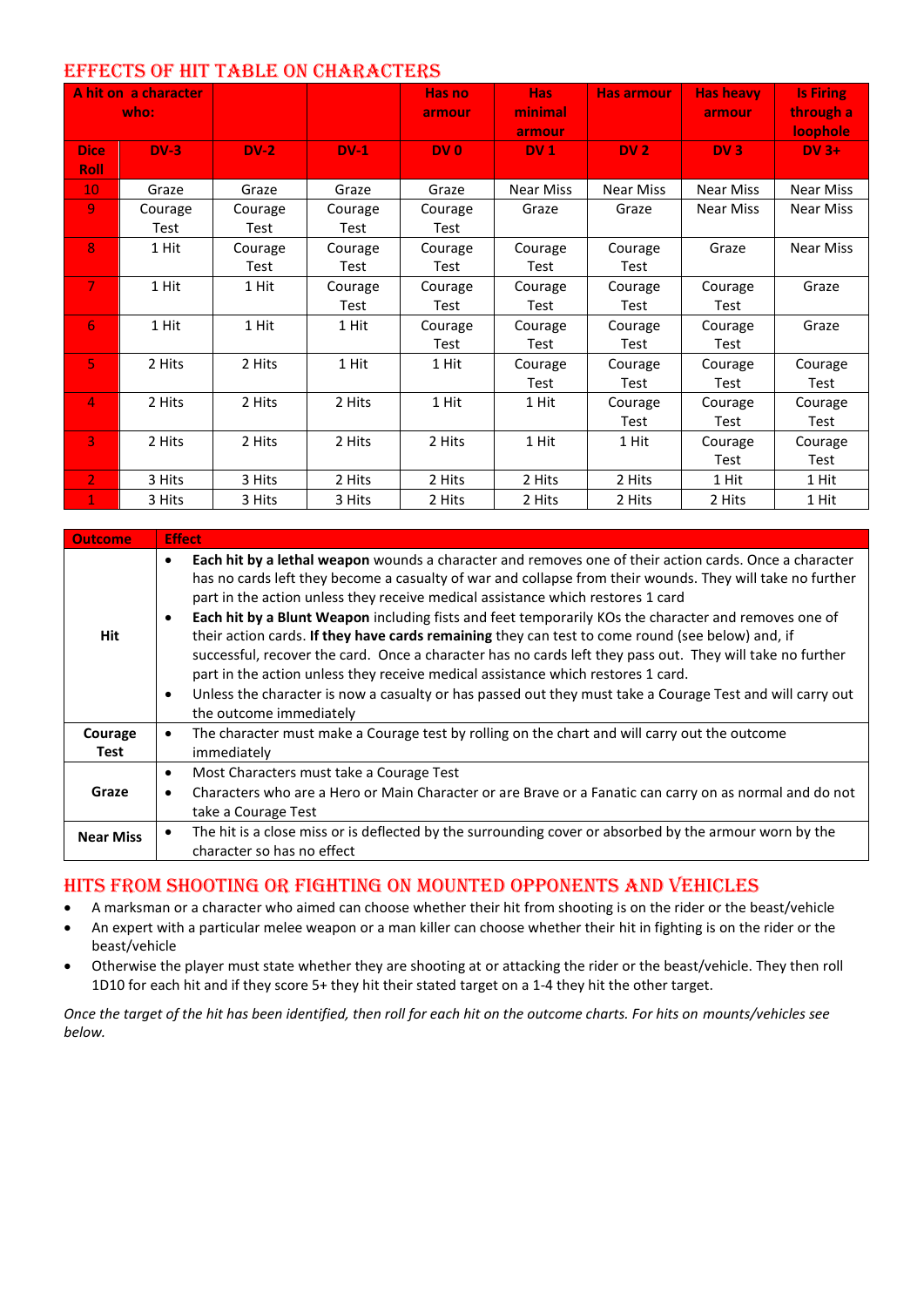## EFFECTS OF HIT TABLE ON CHARACTERS

| A hit on a character who: | | | Has no armour | Has minimal armour | Has armour | Has heavy armour | Is Firing through a loophole |
|---|---|---|---|---|---|---|---|
| **Dice Roll** | **DV-3** | **DV-2** | **DV-1** | **DV 0** | **DV 1** | **DV 2** | **DV 3** | **DV 3+** |
| 10 | Graze | Graze | Graze | Graze | Near Miss | Near Miss | Near Miss | Near Miss |
| 9 | Courage Test | Courage Test | Courage Test | Courage Test | Graze | Graze | Near Miss | Near Miss |
| 8 | 1 Hit | Courage Test | Courage Test | Courage Test | Courage Test | Courage Test | Graze | Near Miss |
| 7 | 1 Hit | 1 Hit | Courage Test | Courage Test | Courage Test | Courage Test | Courage Test | Graze |
| 6 | 1 Hit | 1 Hit | 1 Hit | Courage Test | Courage Test | Courage Test | Courage Test | Graze |
| 5 | 2 Hits | 2 Hits | 1 Hit | 1 Hit | Courage Test | Courage Test | Courage Test | Courage Test |
| 4 | 2 Hits | 2 Hits | 2 Hits | 1 Hit | 1 Hit | Courage Test | Courage Test | Courage Test |
| 3 | 2 Hits | 2 Hits | 2 Hits | 2 Hits | 1 Hit | 1 Hit | Courage Test | Courage Test |
| 2 | 3 Hits | 3 Hits | 2 Hits | 2 Hits | 2 Hits | 2 Hits | 1 Hit | 1 Hit |
| 1 | 3 Hits | 3 Hits | 3 Hits | 2 Hits | 2 Hits | 2 Hits | 2 Hits | 1 Hit |

| Outcome | Effect |
|---|---|
| **Hit** | • **Each hit by a lethal weapon** wounds a character and removes one of their action cards. Once a character has no cards left they become a casualty of war and collapse from their wounds. They will take no further part in the action unless they receive medical assistance which restores 1 card<br>• **Each hit by a Blunt Weapon** including fists and feet temporarily KOs the character and removes one of their action cards. **If they have cards remaining** they can test to come round (see below) and, if successful, recover the card. Once a character has no cards left they pass out. They will take no further part in the action unless they receive medical assistance which restores 1 card.<br>• Unless the character is now a casualty or has passed out they must take a Courage Test and will carry out the outcome immediately |
| **Courage Test** | • The character must make a Courage test by rolling on the chart and will carry out the outcome immediately |
| **Graze** | • Most Characters must take a Courage Test<br>• Characters who are a Hero or Main Character or are Brave or a Fanatic can carry on as normal and do not take a Courage Test |
| **Near Miss** | • The hit is a close miss or is deflected by the surrounding cover or absorbed by the armour worn by the character so has no effect |

## HITS FROM SHOOTING OR FIGHTING ON MOUNTED OPPONENTS AND VEHICLES

- A marksman or a character who aimed can choose whether their hit from shooting is on the rider or the beast/vehicle
- An expert with a particular melee weapon or a man killer can choose whether their hit in fighting is on the rider or the beast/vehicle
- Otherwise the player must state whether they are shooting at or attacking the rider or the beast/vehicle. They then roll 1D10 for each hit and if they score 5+ they hit their stated target on a 1-4 they hit the other target.

*Once the target of the hit has been identified, then roll for each hit on the outcome charts. For hits on mounts/vehicles see below.*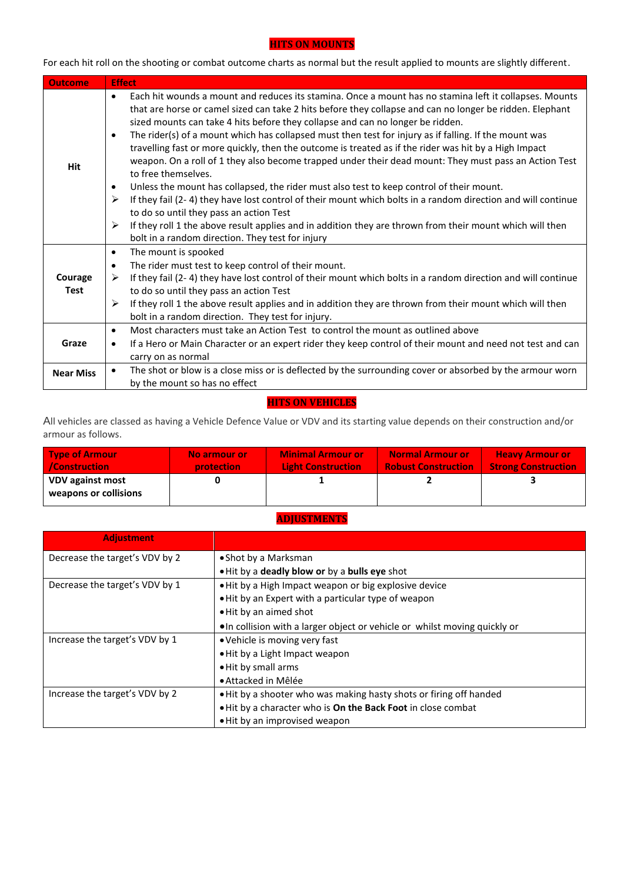## HITS ON MOUNTS

For each hit roll on the shooting or combat outcome charts as normal but the result applied to mounts are slightly different.

| Outcome | Effect |
|---|---|
| Hit | • Each hit wounds a mount and reduces its stamina. Once a mount has no stamina left it collapses. Mounts that are horse or camel sized can take 2 hits before they collapse and can no longer be ridden. Elephant sized mounts can take 4 hits before they collapse and can no longer be ridden.<br>• The rider(s) of a mount which has collapsed must then test for injury as if falling. If the mount was travelling fast or more quickly, then the outcome is treated as if the rider was hit by a High Impact weapon. On a roll of 1 they also become trapped under their dead mount: They must pass an Action Test to free themselves.<br>• Unless the mount has collapsed, the rider must also test to keep control of their mount.<br>➢ If they fail (2- 4) they have lost control of their mount which bolts in a random direction and will continue to do so until they pass an action Test<br>➢ If they roll 1 the above result applies and in addition they are thrown from their mount which will then bolt in a random direction. They test for injury |
| Courage Test | • The mount is spooked<br>• The rider must test to keep control of their mount.<br>➢ If they fail (2- 4) they have lost control of their mount which bolts in a random direction and will continue to do so until they pass an action Test<br>➢ If they roll 1 the above result applies and in addition they are thrown from their mount which will then bolt in a random direction. They test for injury. |
| Graze | • Most characters must take an Action Test to control the mount as outlined above<br>• If a Hero or Main Character or an expert rider they keep control of their mount and need not test and can carry on as normal |
| Near Miss | • The shot or blow is a close miss or is deflected by the surrounding cover or absorbed by the armour worn by the mount so has no effect |

## HITS ON VEHICLES

All vehicles are classed as having a Vehicle Defence Value or VDV and its starting value depends on their construction and/or armour as follows.

| Type of Armour /Construction | No armour or protection | Minimal Armour or Light Construction | Normal Armour or Robust Construction | Heavy Armour or Strong Construction |
|---|---|---|---|---|
| **VDV against most weapons or collisions** | **0** | **1** | **2** | **3** |

## ADJUSTMENTS

| Adjustment | |
|---|---|
| Decrease the target's VDV by 2 | • Shot by a Marksman<br>• Hit by a **deadly blow or** by a **bulls eye** shot |
| Decrease the target's VDV by 1 | • Hit by a High Impact weapon or big explosive device<br>• Hit by an Expert with a particular type of weapon<br>• Hit by an aimed shot<br>• In collision with a larger object or vehicle or whilst moving quickly or |
| Increase the target's VDV by 1 | • Vehicle is moving very fast<br>• Hit by a Light Impact weapon<br>• Hit by small arms<br>• Attacked in Mêlée |
| Increase the target's VDV by 2 | • Hit by a shooter who was making hasty shots or firing off handed<br>• Hit by a character who is **On the Back Foot** in close combat<br>• Hit by an improvised weapon |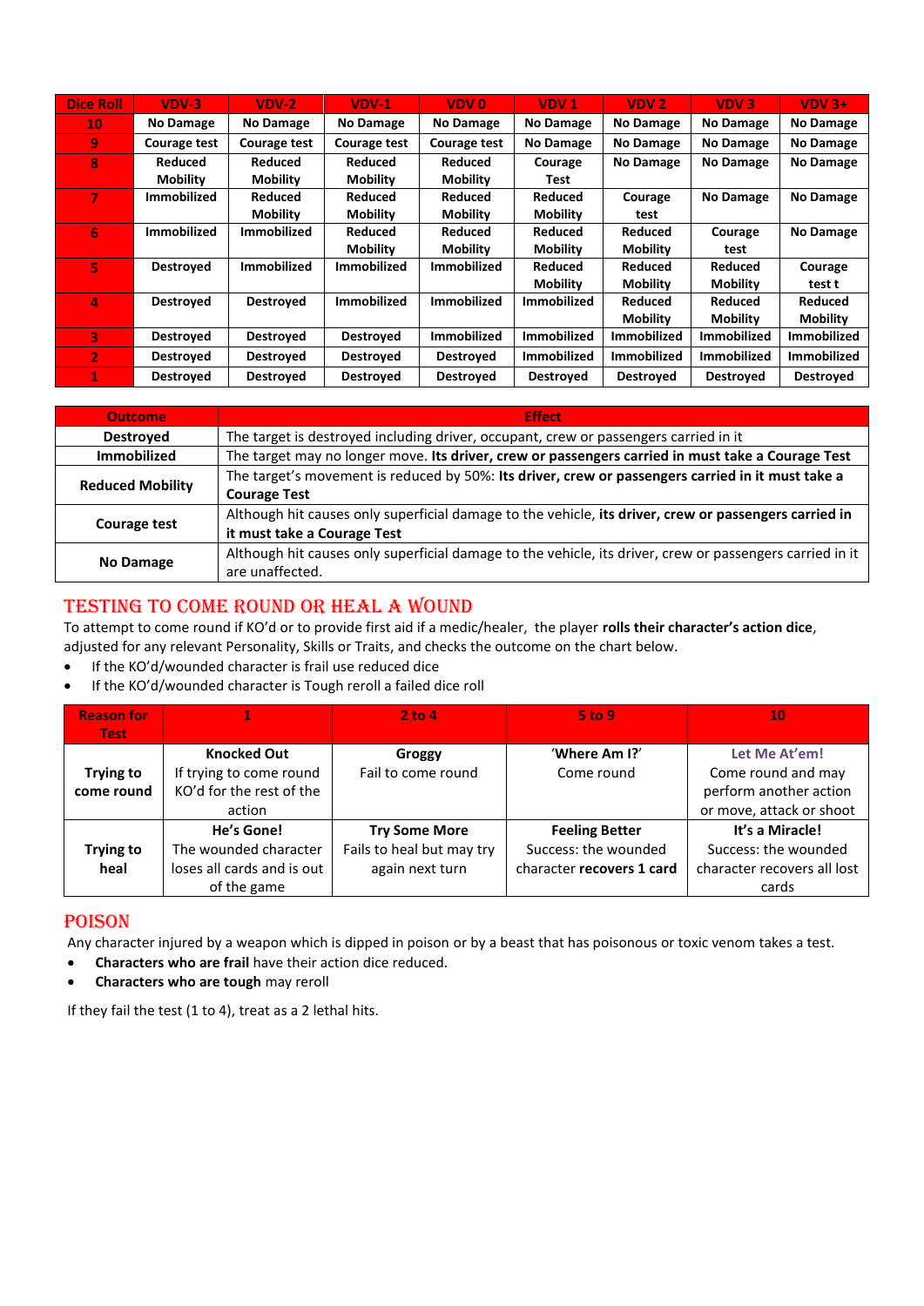| Dice Roll | VDV-3 | VDV-2 | VDV-1 | VDV 0 | VDV 1 | VDV 2 | VDV 3 | VDV 3+ |
|---|---|---|---|---|---|---|---|---|
| 10 | No Damage | No Damage | No Damage | No Damage | No Damage | No Damage | No Damage | No Damage |
| 9 | Courage test | Courage test | Courage test | Courage test | No Damage | No Damage | No Damage | No Damage |
| 8 | Reduced Mobility | Reduced Mobility | Reduced Mobility | Reduced Mobility | Courage Test | No Damage | No Damage | No Damage |
| 7 | Immobilized | Reduced Mobility | Reduced Mobility | Reduced Mobility | Reduced Mobility | Courage test | No Damage | No Damage |
| 6 | Immobilized | Immobilized | Reduced Mobility | Reduced Mobility | Reduced Mobility | Reduced Mobility | Courage test | No Damage |
| 5 | Destroyed | Immobilized | Immobilized | Immobilized | Reduced Mobility | Reduced Mobility | Reduced Mobility | Courage test t |
| 4 | Destroyed | Destroyed | Immobilized | Immobilized | Immobilized | Reduced Mobility | Reduced Mobility | Reduced Mobility |
| 3 | Destroyed | Destroyed | Destroyed | Immobilized | Immobilized | Immobilized | Immobilized | Immobilized |
| 2 | Destroyed | Destroyed | Destroyed | Destroyed | Immobilized | Immobilized | Immobilized | Immobilized |
| 1 | Destroyed | Destroyed | Destroyed | Destroyed | Destroyed | Destroyed | Destroyed | Destroyed |

| Outcome | Effect |
|---|---|
| **Destroyed** | The target is destroyed including driver, occupant, crew or passengers carried in it |
| **Immobilized** | The target may no longer move. **Its driver, crew or passengers carried in must take a Courage Test** |
| **Reduced Mobility** | The target's movement is reduced by 50%: **Its driver, crew or passengers carried in it must take a Courage Test** |
| **Courage test** | Although hit causes only superficial damage to the vehicle, **its driver, crew or passengers carried in it must take a Courage Test** |
| **No Damage** | Although hit causes only superficial damage to the vehicle, its driver, crew or passengers carried in it are unaffected. |

## Testing to Come Round or Heal a Wound

To attempt to come round if KO'd or to provide first aid if a medic/healer, the player **rolls their character's action dice**, adjusted for any relevant Personality, Skills or Traits, and checks the outcome on the chart below.

- If the KO'd/wounded character is frail use reduced dice
- If the KO'd/wounded character is Tough reroll a failed dice roll

| Reason for Test | 1 | 2 to 4 | 5 to 9 | 10 |
|---|---|---|---|---|
| **Trying to come round** | **Knocked Out** If trying to come round KO'd for the rest of the action | **Groggy** Fail to come round | **'Where Am I?'** Come round | **Let Me At'em!** Come round and may perform another action or move, attack or shoot |
| **Trying to heal** | **He's Gone!** The wounded character loses all cards and is out of the game | **Try Some More** Fails to heal but may try again next turn | **Feeling Better** Success: the wounded character **recovers 1 card** | **It's a Miracle!** Success: the wounded character recovers all lost cards |

## Poison

Any character injured by a weapon which is dipped in poison or by a beast that has poisonous or toxic venom takes a test.

- **Characters who are frail** have their action dice reduced.
- **Characters who are tough** may reroll

If they fail the test (1 to 4), treat as a 2 lethal hits.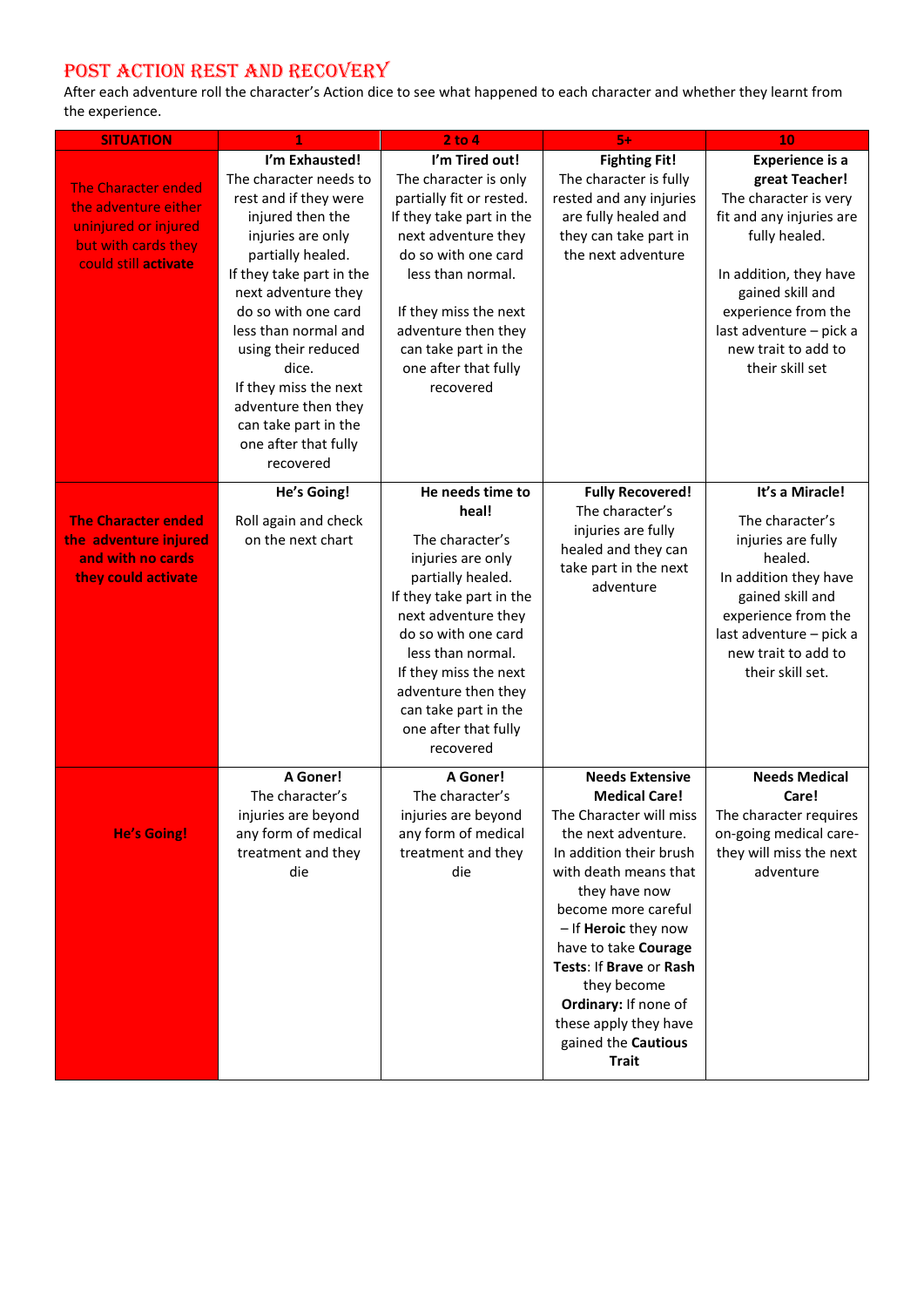## POST ACTION REST AND RECOVERY

After each adventure roll the character's Action dice to see what happened to each character and whether they learnt from the experience.

| SITUATION | 1 | 2 to 4 | 5+ | 10 |
|---|---|---|---|---|
| The Character ended the adventure either uninjured or injured but with cards they could still **activate** | **I'm Exhausted!** The character needs to rest and if they were injured then the injuries are only partially healed. If they take part in the next adventure they do so with one card less than normal and using their reduced dice. If they miss the next adventure then they can take part in the one after that fully recovered | **I'm Tired out!** The character is only partially fit or rested. If they take part in the next adventure they do so with one card less than normal. If they miss the next adventure then they can take part in the one after that fully recovered | **Fighting Fit!** The character is fully rested and any injuries are fully healed and they can take part in the next adventure | **Experience is a great Teacher!** The character is very fit and any injuries are fully healed. In addition, they have gained skill and experience from the last adventure – pick a new trait to add to their skill set |
| **The Character ended the adventure injured and with no cards they could activate** | **He's Going!** Roll again and check on the next chart | **He needs time to heal!** The character's injuries are only partially healed. If they take part in the next adventure they do so with one card less than normal. If they miss the next adventure then they can take part in the one after that fully recovered | **Fully Recovered!** The character's injuries are fully healed and they can take part in the next adventure | **It's a Miracle!** The character's injuries are fully healed. In addition they have gained skill and experience from the last adventure – pick a new trait to add to their skill set. |
| **He's Going!** | **A Goner!** The character's injuries are beyond any form of medical treatment and they die | **A Goner!** The character's injuries are beyond any form of medical treatment and they die | **Needs Extensive Medical Care!** The Character will miss the next adventure. In addition their brush with death means that they have now become more careful – If **Heroic** they now have to take **Courage Tests**: If **Brave** or **Rash** they become **Ordinary:** If none of these apply they have gained the **Cautious Trait** | **Needs Medical Care!** The character requires on-going medical care- they will miss the next adventure |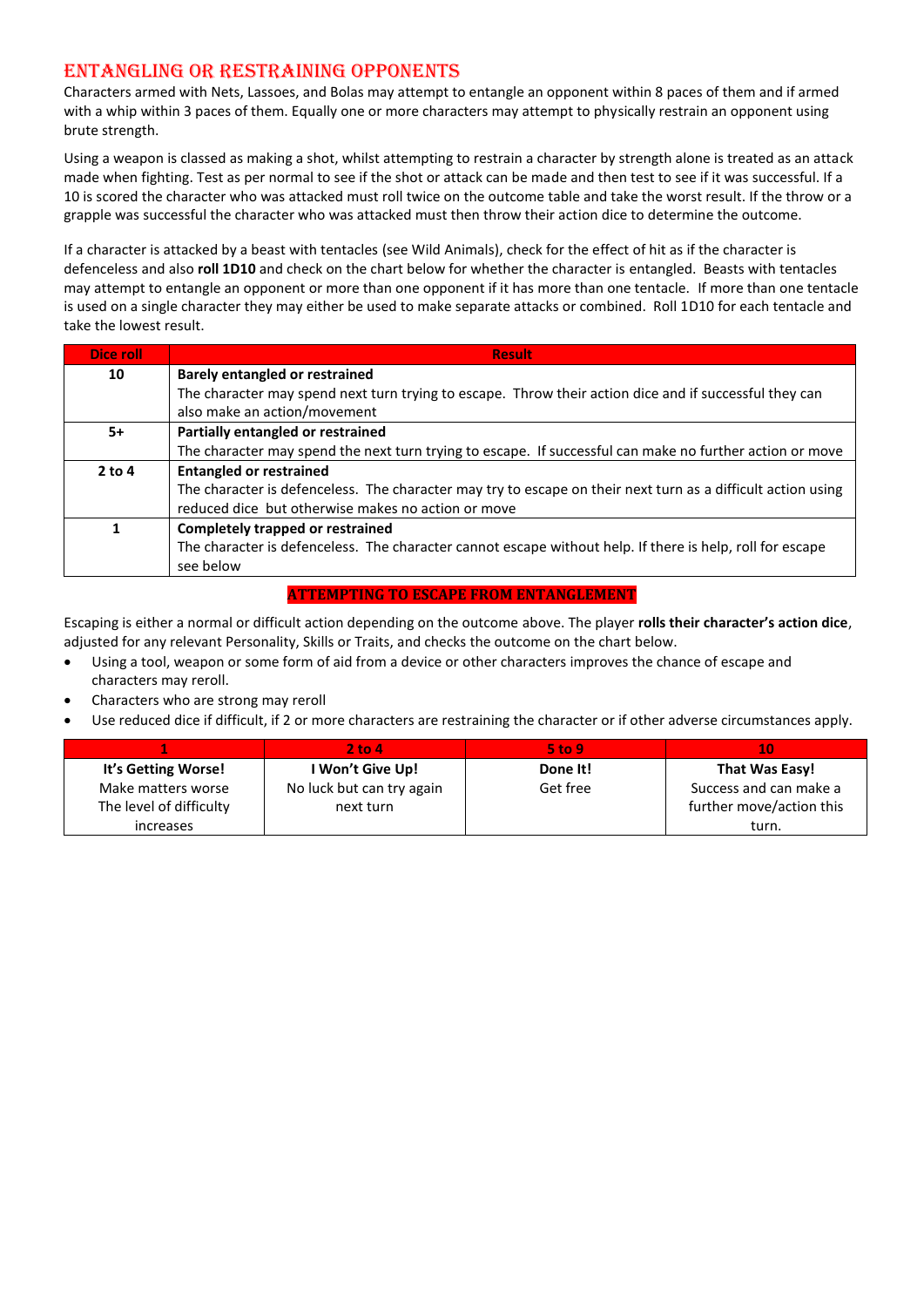## ENTANGLING OR RESTRAINING OPPONENTS

Characters armed with Nets, Lassoes, and Bolas may attempt to entangle an opponent within 8 paces of them and if armed with a whip within 3 paces of them. Equally one or more characters may attempt to physically restrain an opponent using brute strength.

Using a weapon is classed as making a shot, whilst attempting to restrain a character by strength alone is treated as an attack made when fighting. Test as per normal to see if the shot or attack can be made and then test to see if it was successful. If a 10 is scored the character who was attacked must roll twice on the outcome table and take the worst result. If the throw or a grapple was successful the character who was attacked must then throw their action dice to determine the outcome.

If a character is attacked by a beast with tentacles (see Wild Animals), check for the effect of hit as if the character is defenceless and also **roll 1D10** and check on the chart below for whether the character is entangled. Beasts with tentacles may attempt to entangle an opponent or more than one opponent if it has more than one tentacle. If more than one tentacle is used on a single character they may either be used to make separate attacks or combined. Roll 1D10 for each tentacle and take the lowest result.

| Dice roll | Result |
|---|---|
| 10 | **Barely entangled or restrained**<br>The character may spend next turn trying to escape. Throw their action dice and if successful they can also make an action/movement |
| 5+ | **Partially entangled or restrained**<br>The character may spend the next turn trying to escape. If successful can make no further action or move |
| 2 to 4 | **Entangled or restrained**<br>The character is defenceless. The character may try to escape on their next turn as a difficult action using reduced dice but otherwise makes no action or move |
| 1 | **Completely trapped or restrained**<br>The character is defenceless. The character cannot escape without help. If there is help, roll for escape see below |

### ATTEMPTING TO ESCAPE FROM ENTANGLEMENT

Escaping is either a normal or difficult action depending on the outcome above. The player **rolls their character's action dice**, adjusted for any relevant Personality, Skills or Traits, and checks the outcome on the chart below.

- Using a tool, weapon or some form of aid from a device or other characters improves the chance of escape and characters may reroll.
- Characters who are strong may reroll
- Use reduced dice if difficult, if 2 or more characters are restraining the character or if other adverse circumstances apply.

| 1 | 2 to 4 | 5 to 9 | 10 |
|---|---|---|---|
| **It's Getting Worse!**<br>Make matters worse<br>The level of difficulty increases | **I Won't Give Up!**<br>No luck but can try again next turn | **Done It!**<br>Get free | **That Was Easy!**<br>Success and can make a further move/action this turn. |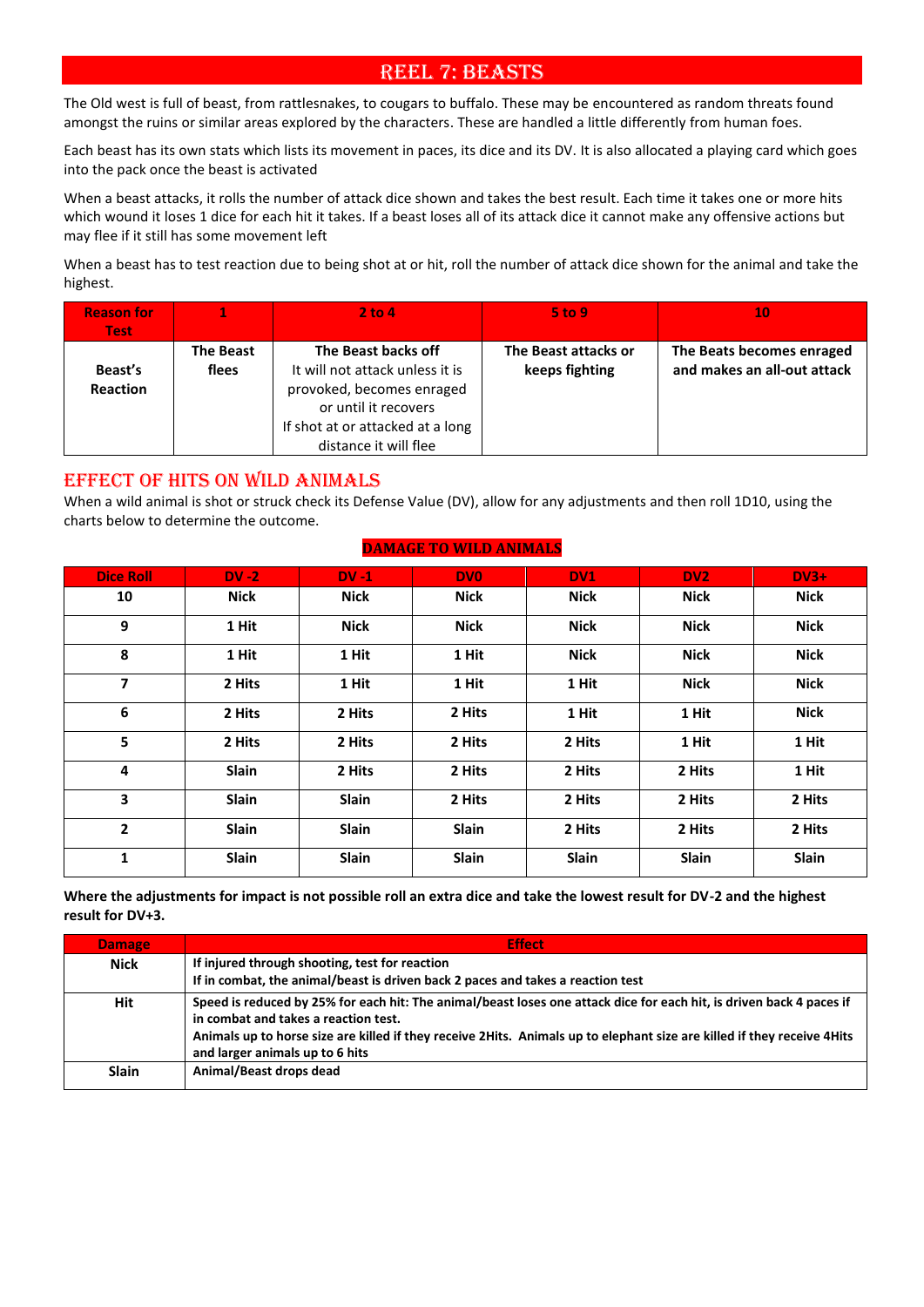# REEL 7: BEASTS

The Old west is full of beast, from rattlesnakes, to cougars to buffalo. These may be encountered as random threats found amongst the ruins or similar areas explored by the characters. These are handled a little differently from human foes.

Each beast has its own stats which lists its movement in paces, its dice and its DV. It is also allocated a playing card which goes into the pack once the beast is activated

When a beast attacks, it rolls the number of attack dice shown and takes the best result. Each time it takes one or more hits which wound it loses 1 dice for each hit it takes. If a beast loses all of its attack dice it cannot make any offensive actions but may flee if it still has some movement left

When a beast has to test reaction due to being shot at or hit, roll the number of attack dice shown for the animal and take the highest.

| Reason for Test | 1 | 2 to 4 | 5 to 9 | 10 |
|---|---|---|---|---|
| **Beast's Reaction** | **The Beast flees** | **The Beast backs off** It will not attack unless it is provoked, becomes enraged or until it recovers If shot at or attacked at a long distance it will flee | **The Beast attacks or keeps fighting** | **The Beats becomes enraged and makes an all-out attack** |

## EFFECT OF HITS ON WILD ANIMALS

When a wild animal is shot or struck check its Defense Value (DV), allow for any adjustments and then roll 1D10, using the charts below to determine the outcome.

**DAMAGE TO WILD ANIMALS**

| Dice Roll | DV -2 | DV -1 | DV0 | DV1 | DV2 | DV3+ |
|---|---|---|---|---|---|---|
| 10 | Nick | Nick | Nick | Nick | Nick | Nick |
| 9 | 1 Hit | Nick | Nick | Nick | Nick | Nick |
| 8 | 1 Hit | 1 Hit | 1 Hit | Nick | Nick | Nick |
| 7 | 2 Hits | 1 Hit | 1 Hit | 1 Hit | Nick | Nick |
| 6 | 2 Hits | 2 Hits | 2 Hits | 1 Hit | 1 Hit | Nick |
| 5 | 2 Hits | 2 Hits | 2 Hits | 2 Hits | 1 Hit | 1 Hit |
| 4 | Slain | 2 Hits | 2 Hits | 2 Hits | 2 Hits | 1 Hit |
| 3 | Slain | Slain | 2 Hits | 2 Hits | 2 Hits | 2 Hits |
| 2 | Slain | Slain | Slain | 2 Hits | 2 Hits | 2 Hits |
| 1 | Slain | Slain | Slain | Slain | Slain | Slain |

**Where the adjustments for impact is not possible roll an extra dice and take the lowest result for DV-2 and the highest result for DV+3.**

| Damage | Effect |
|---|---|
| **Nick** | **If injured through shooting, test for reaction**<br>**If in combat, the animal/beast is driven back 2 paces and takes a reaction test** |
| **Hit** | **Speed is reduced by 25% for each hit: The animal/beast loses one attack dice for each hit, is driven back 4 paces if in combat and takes a reaction test.**<br>**Animals up to horse size are killed if they receive 2Hits. Animals up to elephant size are killed if they receive 4Hits and larger animals up to 6 hits** |
| **Slain** | **Animal/Beast drops dead** |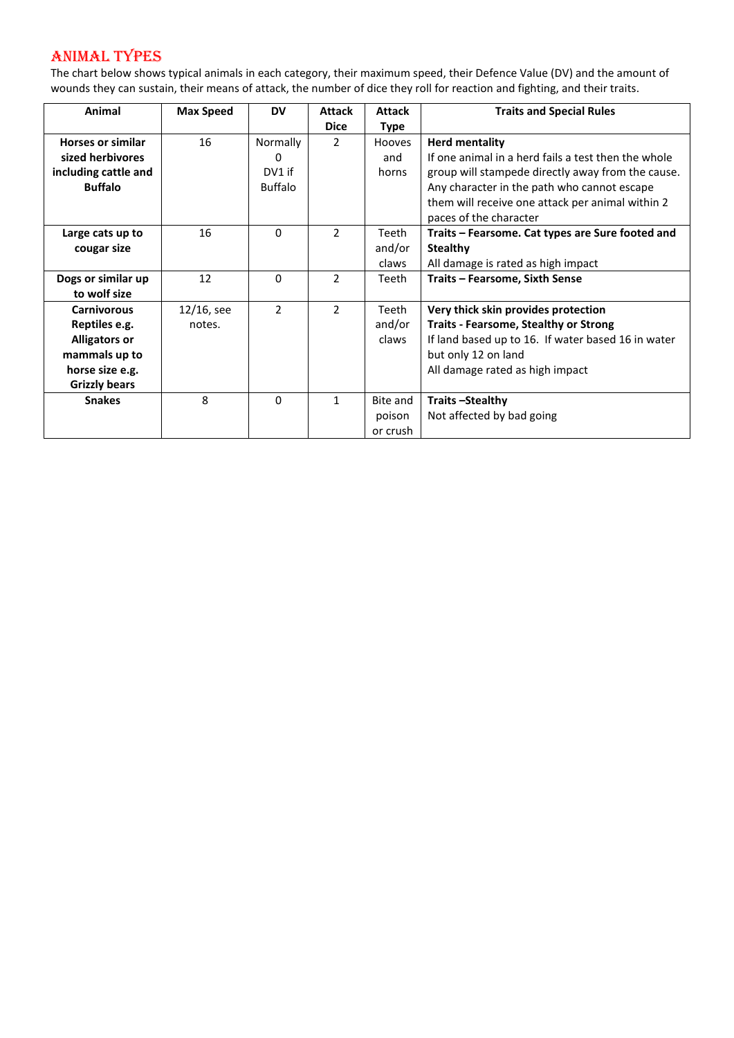## ANIMAL TYPES

The chart below shows typical animals in each category, their maximum speed, their Defence Value (DV) and the amount of wounds they can sustain, their means of attack, the number of dice they roll for reaction and fighting, and their traits.

| Animal | Max Speed | DV | Attack Dice | Attack Type | Traits and Special Rules |
|---|---|---|---|---|---|
| **Horses or similar sized herbivores including cattle and Buffalo** | 16 | Normally 0 DV1 if Buffalo | 2 | Hooves and horns | **Herd mentality** If one animal in a herd fails a test then the whole group will stampede directly away from the cause. Any character in the path who cannot escape them will receive one attack per animal within 2 paces of the character |
| **Large cats up to cougar size** | 16 | 0 | 2 | Teeth and/or claws | **Traits – Fearsome. Cat types are Sure footed and Stealthy** All damage is rated as high impact |
| **Dogs or similar up to wolf size** | 12 | 0 | 2 | Teeth | **Traits – Fearsome, Sixth Sense** |
| **Carnivorous Reptiles e.g. Alligators or mammals up to horse size e.g. Grizzly bears** | 12/16, see notes. | 2 | 2 | Teeth and/or claws | **Very thick skin provides protection** **Traits - Fearsome, Stealthy or Strong** If land based up to 16. If water based 16 in water but only 12 on land All damage rated as high impact |
| **Snakes** | 8 | 0 | 1 | Bite and poison or crush | **Traits –Stealthy** Not affected by bad going |